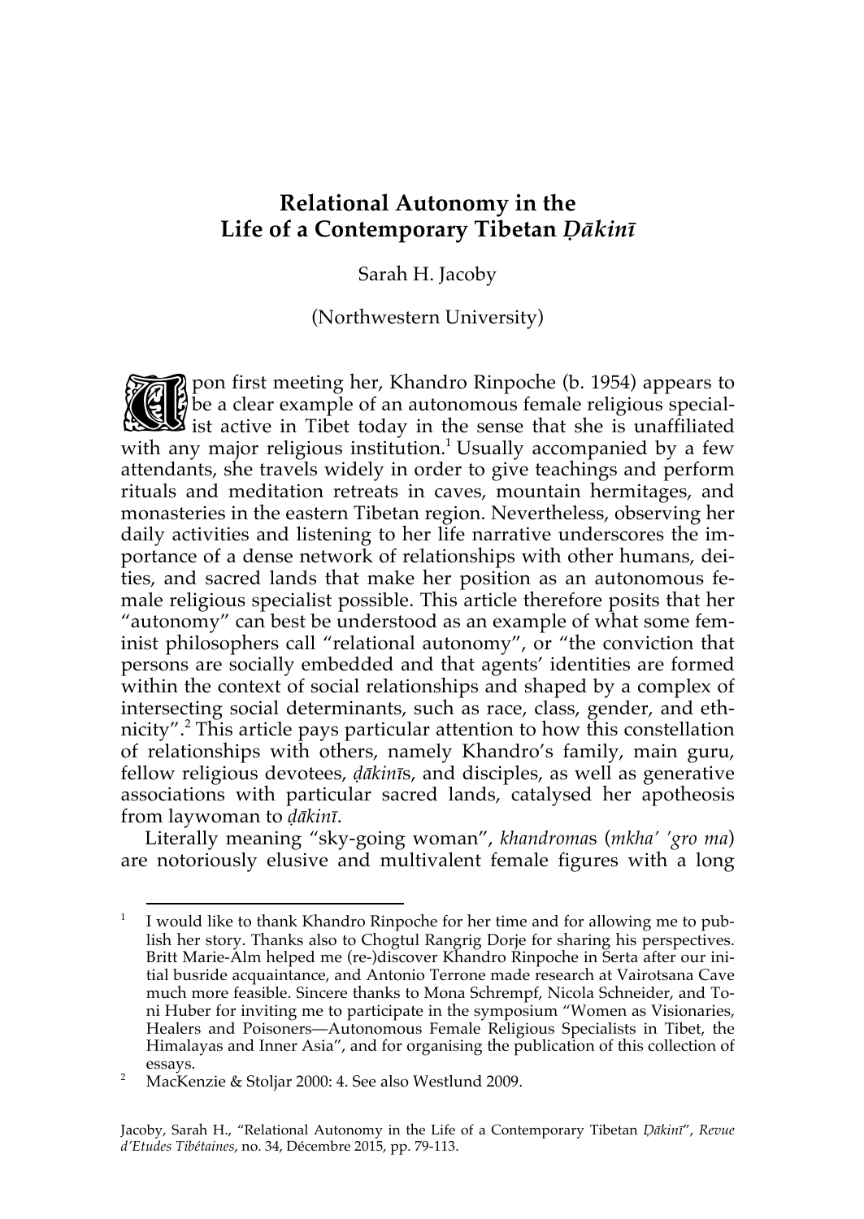# Relational Autonomy in the Life of a Contemporary Tibetan *Ḍākinī*

Sarah H. Jacoby

(Northwestern University)

Upon first meeting her, Khandro Rinpoche (b. 1954) appears to be a clear example of an autonomous female religious specialist active in Tibet today in the sense that she is unaffiliated with any major religious institution.[1] Usually accompanied by a few attendants, she travels widely in order to give teachings and perform rituals and meditation retreats in caves, mountain hermitages, and monasteries in the eastern Tibetan region. Nevertheless, observing her daily activities and listening to her life narrative underscores the importance of a dense network of relationships with other humans, deities, and sacred lands that make her position as an autonomous female religious specialist possible. This article therefore posits that her "autonomy" can best be understood as an example of what some feminist philosophers call "relational autonomy", or "the conviction that persons are socially embedded and that agents' identities are formed within the context of social relationships and shaped by a complex of intersecting social determinants, such as race, class, gender, and ethnicity".[2] This article pays particular attention to how this constellation of relationships with others, namely Khandro's family, main guru, fellow religious devotees, *ḍākinī*s, and disciples, as well as generative associations with particular sacred lands, catalysed her apotheosis from laywoman to *ḍākinī*.

Literally meaning "sky-going woman", *khandroma*s (*mkha' 'gro ma*) are notoriously elusive and multivalent female figures with a long

---

[1] I would like to thank Khandro Rinpoche for her time and for allowing me to publish her story. Thanks also to Chogtul Rangrig Dorje for sharing his perspectives. Britt Marie-Alm helped me (re-)discover Khandro Rinpoche in Serta after our initial busride acquaintance, and Antonio Terrone made research at Vairotsana Cave much more feasible. Sincere thanks to Mona Schrempf, Nicola Schneider, and Toni Huber for inviting me to participate in the symposium "Women as Visionaries, Healers and Poisoners—Autonomous Female Religious Specialists in Tibet, the Himalayas and Inner Asia", and for organising the publication of this collection of essays.

[2] MacKenzie & Stoljar 2000: 4. See also Westlund 2009.

Jacoby, Sarah H., "Relational Autonomy in the Life of a Contemporary Tibetan *Ḍākinī*", *Revue d'Etudes Tibétaines*, no. 34, Décembre 2015, pp. 79-113.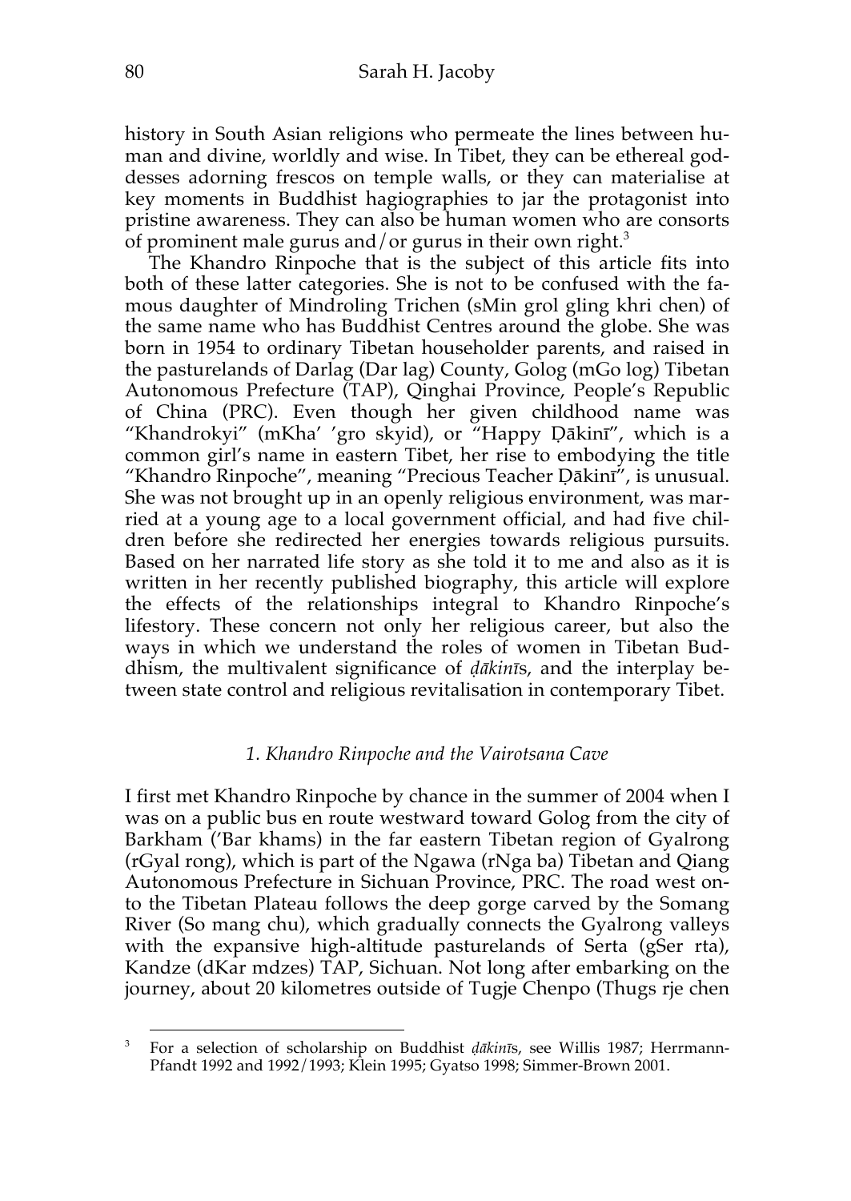history in South Asian religions who permeate the lines between human and divine, worldly and wise. In Tibet, they can be ethereal goddesses adorning frescos on temple walls, or they can materialise at key moments in Buddhist hagiographies to jar the protagonist into pristine awareness. They can also be human women who are consorts of prominent male gurus and/or gurus in their own right.[3]

The Khandro Rinpoche that is the subject of this article fits into both of these latter categories. She is not to be confused with the famous daughter of Mindroling Trichen (sMin grol gling khri chen) of the same name who has Buddhist Centres around the globe. She was born in 1954 to ordinary Tibetan householder parents, and raised in the pasturelands of Darlag (Dar lag) County, Golog (mGo log) Tibetan Autonomous Prefecture (TAP), Qinghai Province, People's Republic of China (PRC). Even though her given childhood name was "Khandrokyi" (mKha' 'gro skyid), or "Happy Ḍākinī", which is a common girl's name in eastern Tibet, her rise to embodying the title "Khandro Rinpoche", meaning "Precious Teacher Ḍākinī", is unusual. She was not brought up in an openly religious environment, was married at a young age to a local government official, and had five children before she redirected her energies towards religious pursuits. Based on her narrated life story as she told it to me and also as it is written in her recently published biography, this article will explore the effects of the relationships integral to Khandro Rinpoche's lifestory. These concern not only her religious career, but also the ways in which we understand the roles of women in Tibetan Buddhism, the multivalent significance of *ḍākinī*s, and the interplay between state control and religious revitalisation in contemporary Tibet.

### *1. Khandro Rinpoche and the Vairotsana Cave*

I first met Khandro Rinpoche by chance in the summer of 2004 when I was on a public bus en route westward toward Golog from the city of Barkham ('Bar khams) in the far eastern Tibetan region of Gyalrong (rGyal rong), which is part of the Ngawa (rNga ba) Tibetan and Qiang Autonomous Prefecture in Sichuan Province, PRC. The road west onto the Tibetan Plateau follows the deep gorge carved by the Somang River (So mang chu), which gradually connects the Gyalrong valleys with the expansive high-altitude pasturelands of Serta (gSer rta), Kandze (dKar mdzes) TAP, Sichuan. Not long after embarking on the journey, about 20 kilometres outside of Tugje Chenpo (Thugs rje chen

[3] For a selection of scholarship on Buddhist *ḍākinī*s, see Willis 1987; Herrmann-Pfandt 1992 and 1992/1993; Klein 1995; Gyatso 1998; Simmer-Brown 2001.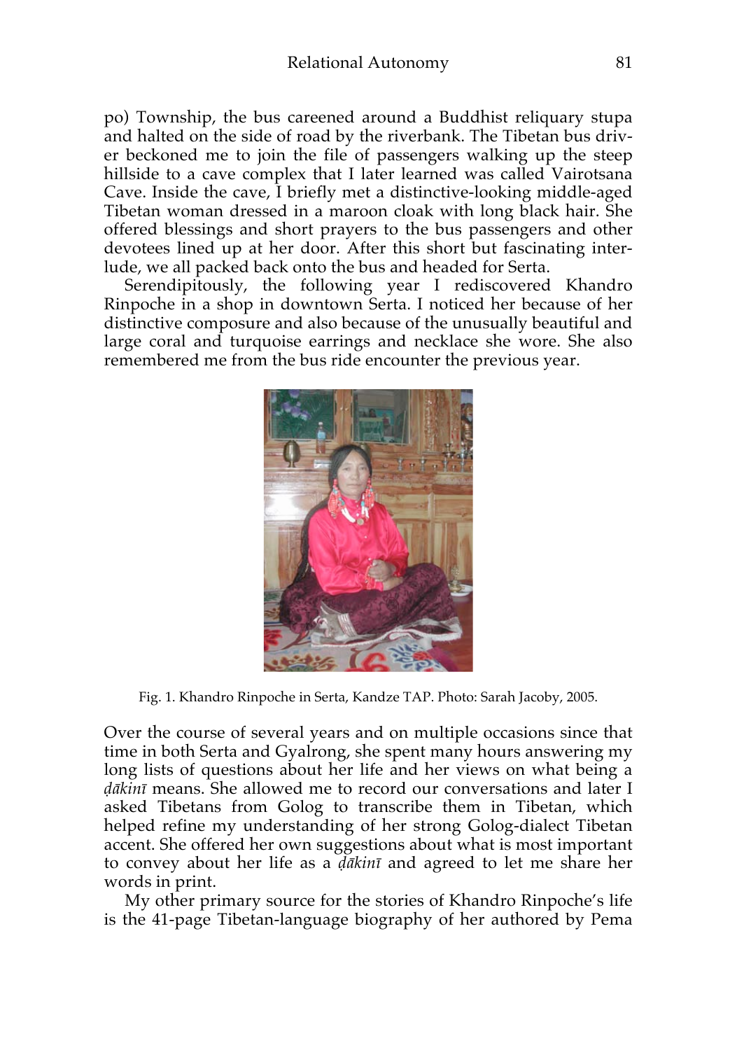po) Township, the bus careened around a Buddhist reliquary stupa and halted on the side of road by the riverbank. The Tibetan bus driver beckoned me to join the file of passengers walking up the steep hillside to a cave complex that I later learned was called Vairotsana Cave. Inside the cave, I briefly met a distinctive-looking middle-aged Tibetan woman dressed in a maroon cloak with long black hair. She offered blessings and short prayers to the bus passengers and other devotees lined up at her door. After this short but fascinating interlude, we all packed back onto the bus and headed for Serta.

Serendipitously, the following year I rediscovered Khandro Rinpoche in a shop in downtown Serta. I noticed her because of her distinctive composure and also because of the unusually beautiful and large coral and turquoise earrings and necklace she wore. She also remembered me from the bus ride encounter the previous year.

Fig. 1. Khandro Rinpoche in Serta, Kandze TAP. Photo: Sarah Jacoby, 2005.

Over the course of several years and on multiple occasions since that time in both Serta and Gyalrong, she spent many hours answering my long lists of questions about her life and her views on what being a *ḍākinī* means. She allowed me to record our conversations and later I asked Tibetans from Golog to transcribe them in Tibetan, which helped refine my understanding of her strong Golog-dialect Tibetan accent. She offered her own suggestions about what is most important to convey about her life as a *ḍākinī* and agreed to let me share her words in print.

My other primary source for the stories of Khandro Rinpoche's life is the 41-page Tibetan-language biography of her authored by Pema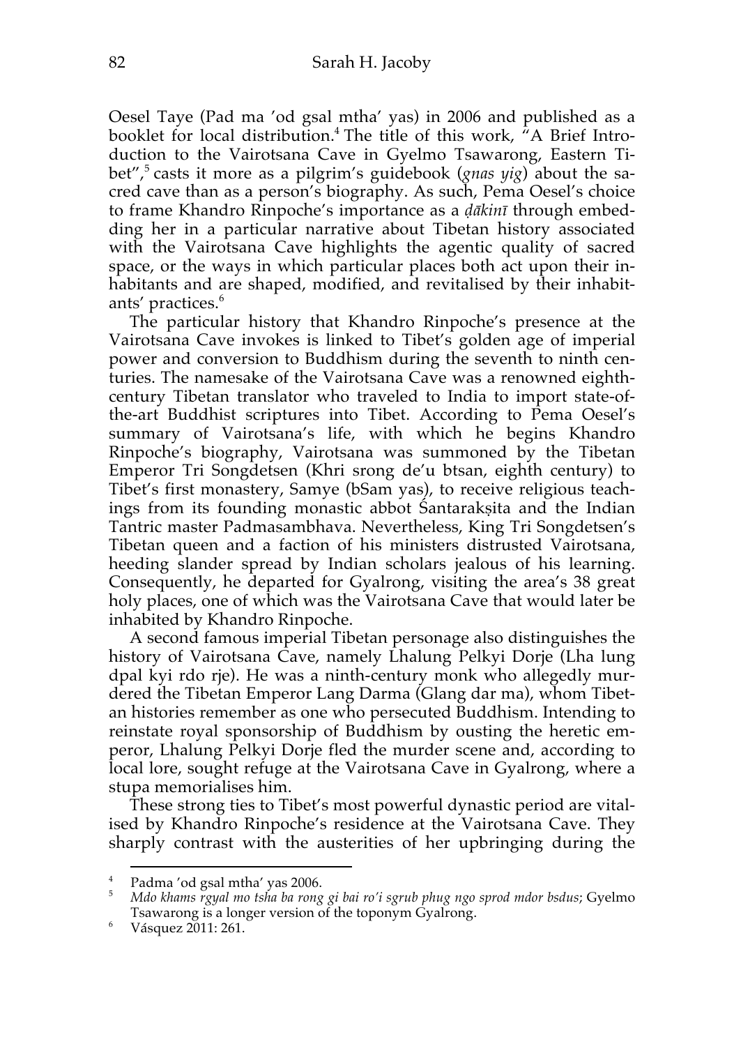Oesel Taye (Pad ma 'od gsal mtha' yas) in 2006 and published as a booklet for local distribution.[4] The title of this work, "A Brief Introduction to the Vairotsana Cave in Gyelmo Tsawarong, Eastern Tibet",[5] casts it more as a pilgrim's guidebook (*gnas yig*) about the sacred cave than as a person's biography. As such, Pema Oesel's choice to frame Khandro Rinpoche's importance as a *ḍākinī* through embedding her in a particular narrative about Tibetan history associated with the Vairotsana Cave highlights the agentic quality of sacred space, or the ways in which particular places both act upon their inhabitants and are shaped, modified, and revitalised by their inhabitants' practices.[6]

The particular history that Khandro Rinpoche's presence at the Vairotsana Cave invokes is linked to Tibet's golden age of imperial power and conversion to Buddhism during the seventh to ninth centuries. The namesake of the Vairotsana Cave was a renowned eighth-century Tibetan translator who traveled to India to import state-of-the-art Buddhist scriptures into Tibet. According to Pema Oesel's summary of Vairotsana's life, with which he begins Khandro Rinpoche's biography, Vairotsana was summoned by the Tibetan Emperor Tri Songdetsen (Khri srong de'u btsan, eighth century) to Tibet's first monastery, Samye (bSam yas), to receive religious teachings from its founding monastic abbot Śantarakṣita and the Indian Tantric master Padmasambhava. Nevertheless, King Tri Songdetsen's Tibetan queen and a faction of his ministers distrusted Vairotsana, heeding slander spread by Indian scholars jealous of his learning. Consequently, he departed for Gyalrong, visiting the area's 38 great holy places, one of which was the Vairotsana Cave that would later be inhabited by Khandro Rinpoche.

A second famous imperial Tibetan personage also distinguishes the history of Vairotsana Cave, namely Lhalung Pelkyi Dorje (Lha lung dpal kyi rdo rje). He was a ninth-century monk who allegedly murdered the Tibetan Emperor Lang Darma (Glang dar ma), whom Tibetan histories remember as one who persecuted Buddhism. Intending to reinstate royal sponsorship of Buddhism by ousting the heretic emperor, Lhalung Pelkyi Dorje fled the murder scene and, according to local lore, sought refuge at the Vairotsana Cave in Gyalrong, where a stupa memorialises him.

These strong ties to Tibet's most powerful dynastic period are vitalised by Khandro Rinpoche's residence at the Vairotsana Cave. They sharply contrast with the austerities of her upbringing during the

---

[4] Padma 'od gsal mtha' yas 2006.

[5] *Mdo khams rgyal mo tsha ba rong gi bai ro'i sgrub phug ngo sprod mdor bsdus*; Gyelmo Tsawarong is a longer version of the toponym Gyalrong.

[6] Vásquez 2011: 261.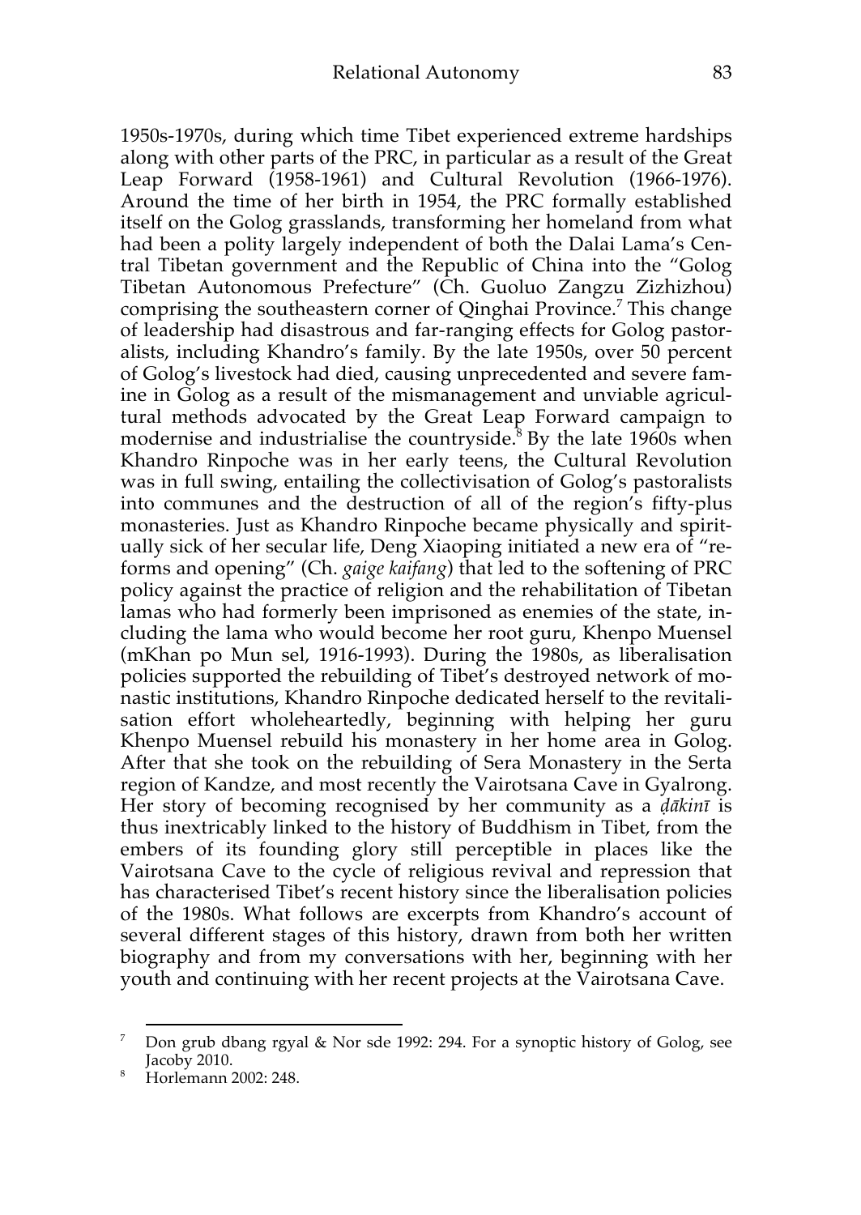1950s-1970s, during which time Tibet experienced extreme hardships along with other parts of the PRC, in particular as a result of the Great Leap Forward (1958-1961) and Cultural Revolution (1966-1976). Around the time of her birth in 1954, the PRC formally established itself on the Golog grasslands, transforming her homeland from what had been a polity largely independent of both the Dalai Lama's Central Tibetan government and the Republic of China into the "Golog Tibetan Autonomous Prefecture" (Ch. Guoluo Zangzu Zizhizhou) comprising the southeastern corner of Qinghai Province.[7] This change of leadership had disastrous and far-ranging effects for Golog pastoralists, including Khandro's family. By the late 1950s, over 50 percent of Golog's livestock had died, causing unprecedented and severe famine in Golog as a result of the mismanagement and unviable agricultural methods advocated by the Great Leap Forward campaign to modernise and industrialise the countryside.[8] By the late 1960s when Khandro Rinpoche was in her early teens, the Cultural Revolution was in full swing, entailing the collectivisation of Golog's pastoralists into communes and the destruction of all of the region's fifty-plus monasteries. Just as Khandro Rinpoche became physically and spiritually sick of her secular life, Deng Xiaoping initiated a new era of "reforms and opening" (Ch. *gaige kaifang*) that led to the softening of PRC policy against the practice of religion and the rehabilitation of Tibetan lamas who had formerly been imprisoned as enemies of the state, including the lama who would become her root guru, Khenpo Muensel (mKhan po Mun sel, 1916-1993). During the 1980s, as liberalisation policies supported the rebuilding of Tibet's destroyed network of monastic institutions, Khandro Rinpoche dedicated herself to the revitalisation effort wholeheartedly, beginning with helping her guru Khenpo Muensel rebuild his monastery in her home area in Golog. After that she took on the rebuilding of Sera Monastery in the Serta region of Kandze, and most recently the Vairotsana Cave in Gyalrong. Her story of becoming recognised by her community as a *ḍākinī* is thus inextricably linked to the history of Buddhism in Tibet, from the embers of its founding glory still perceptible in places like the Vairotsana Cave to the cycle of religious revival and repression that has characterised Tibet's recent history since the liberalisation policies of the 1980s. What follows are excerpts from Khandro's account of several different stages of this history, drawn from both her written biography and from my conversations with her, beginning with her youth and continuing with her recent projects at the Vairotsana Cave.

---

[7] Don grub dbang rgyal & Nor sde 1992: 294. For a synoptic history of Golog, see Jacoby 2010.

[8] Horlemann 2002: 248.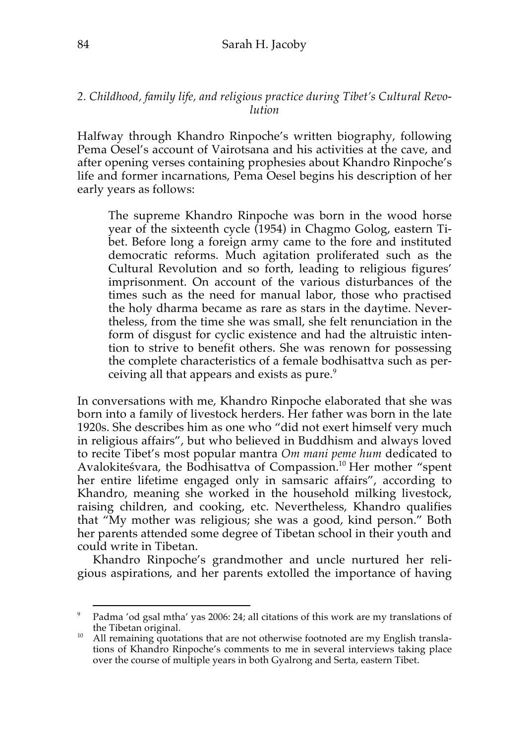### *2. Childhood, family life, and religious practice during Tibet's Cultural Revolution*

Halfway through Khandro Rinpoche's written biography, following Pema Oesel's account of Vairotsana and his activities at the cave, and after opening verses containing prophesies about Khandro Rinpoche's life and former incarnations, Pema Oesel begins his description of her early years as follows:

> The supreme Khandro Rinpoche was born in the wood horse year of the sixteenth cycle (1954) in Chagmo Golog, eastern Tibet. Before long a foreign army came to the fore and instituted democratic reforms. Much agitation proliferated such as the Cultural Revolution and so forth, leading to religious figures' imprisonment. On account of the various disturbances of the times such as the need for manual labor, those who practised the holy dharma became as rare as stars in the daytime. Nevertheless, from the time she was small, she felt renunciation in the form of disgust for cyclic existence and had the altruistic intention to strive to benefit others. She was renown for possessing the complete characteristics of a female bodhisattva such as perceiving all that appears and exists as pure.[9]

In conversations with me, Khandro Rinpoche elaborated that she was born into a family of livestock herders. Her father was born in the late 1920s. She describes him as one who "did not exert himself very much in religious affairs", but who believed in Buddhism and always loved to recite Tibet's most popular mantra *Om mani peme hum* dedicated to Avalokiteśvara, the Bodhisattva of Compassion.[10] Her mother "spent her entire lifetime engaged only in samsaric affairs", according to Khandro, meaning she worked in the household milking livestock, raising children, and cooking, etc. Nevertheless, Khandro qualifies that "My mother was religious; she was a good, kind person." Both her parents attended some degree of Tibetan school in their youth and could write in Tibetan.

Khandro Rinpoche's grandmother and uncle nurtured her religious aspirations, and her parents extolled the importance of having

---

[9] Padma 'od gsal mtha' yas 2006: 24; all citations of this work are my translations of the Tibetan original.

[10] All remaining quotations that are not otherwise footnoted are my English translations of Khandro Rinpoche's comments to me in several interviews taking place over the course of multiple years in both Gyalrong and Serta, eastern Tibet.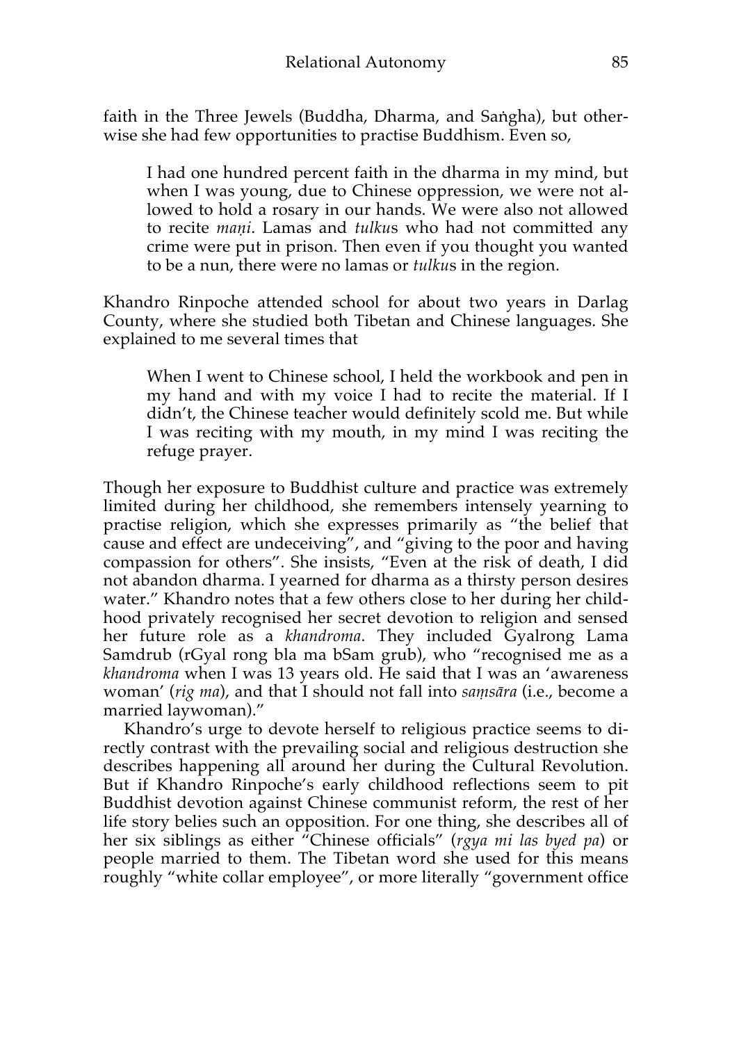faith in the Three Jewels (Buddha, Dharma, and Saṅgha), but otherwise she had few opportunities to practise Buddhism. Even so,

> I had one hundred percent faith in the dharma in my mind, but when I was young, due to Chinese oppression, we were not allowed to hold a rosary in our hands. We were also not allowed to recite *maṇi*. Lamas and *tulku*s who had not committed any crime were put in prison. Then even if you thought you wanted to be a nun, there were no lamas or *tulku*s in the region.

Khandro Rinpoche attended school for about two years in Darlag County, where she studied both Tibetan and Chinese languages. She explained to me several times that

> When I went to Chinese school, I held the workbook and pen in my hand and with my voice I had to recite the material. If I didn't, the Chinese teacher would definitely scold me. But while I was reciting with my mouth, in my mind I was reciting the refuge prayer.

Though her exposure to Buddhist culture and practice was extremely limited during her childhood, she remembers intensely yearning to practise religion, which she expresses primarily as "the belief that cause and effect are undeceiving", and "giving to the poor and having compassion for others". She insists, "Even at the risk of death, I did not abandon dharma. I yearned for dharma as a thirsty person desires water." Khandro notes that a few others close to her during her childhood privately recognised her secret devotion to religion and sensed her future role as a *khandroma*. They included Gyalrong Lama Samdrub (rGyal rong bla ma bSam grub), who "recognised me as a *khandroma* when I was 13 years old. He said that I was an 'awareness woman' (*rig ma*), and that I should not fall into *saṃsāra* (i.e., become a married laywoman)."

Khandro's urge to devote herself to religious practice seems to directly contrast with the prevailing social and religious destruction she describes happening all around her during the Cultural Revolution. But if Khandro Rinpoche's early childhood reflections seem to pit Buddhist devotion against Chinese communist reform, the rest of her life story belies such an opposition. For one thing, she describes all of her six siblings as either "Chinese officials" (*rgya mi las byed pa*) or people married to them. The Tibetan word she used for this means roughly "white collar employee", or more literally "government office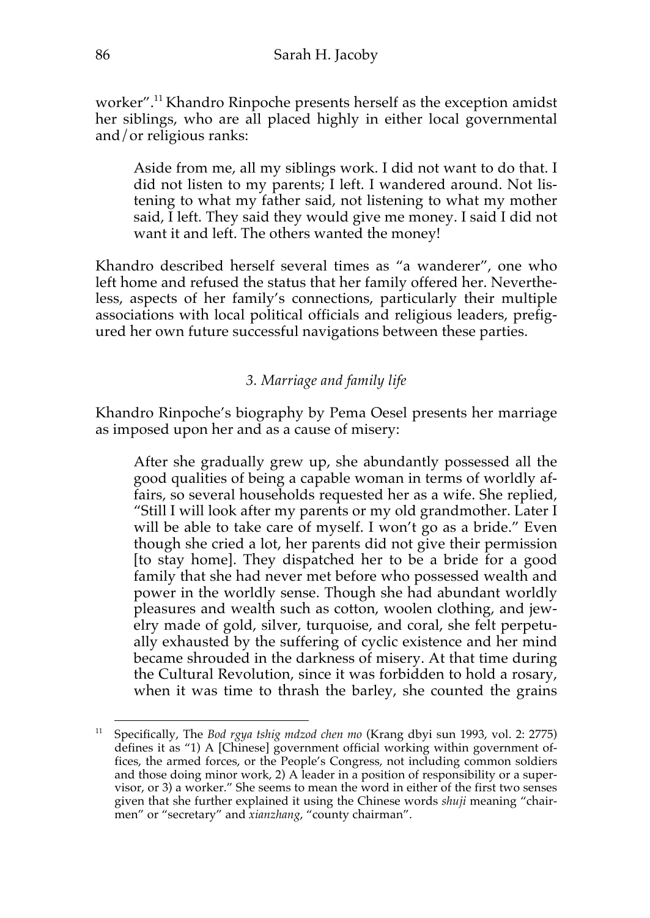worker".[11] Khandro Rinpoche presents herself as the exception amidst her siblings, who are all placed highly in either local governmental and/or religious ranks:

> Aside from me, all my siblings work. I did not want to do that. I did not listen to my parents; I left. I wandered around. Not listening to what my father said, not listening to what my mother said, I left. They said they would give me money. I said I did not want it and left. The others wanted the money!

Khandro described herself several times as "a wanderer", one who left home and refused the status that her family offered her. Nevertheless, aspects of her family's connections, particularly their multiple associations with local political officials and religious leaders, prefigured her own future successful navigations between these parties.

### *3. Marriage and family life*

Khandro Rinpoche's biography by Pema Oesel presents her marriage as imposed upon her and as a cause of misery:

> After she gradually grew up, she abundantly possessed all the good qualities of being a capable woman in terms of worldly affairs, so several households requested her as a wife. She replied, "Still I will look after my parents or my old grandmother. Later I will be able to take care of myself. I won't go as a bride." Even though she cried a lot, her parents did not give their permission [to stay home]. They dispatched her to be a bride for a good family that she had never met before who possessed wealth and power in the worldly sense. Though she had abundant worldly pleasures and wealth such as cotton, woolen clothing, and jewelry made of gold, silver, turquoise, and coral, she felt perpetually exhausted by the suffering of cyclic existence and her mind became shrouded in the darkness of misery. At that time during the Cultural Revolution, since it was forbidden to hold a rosary, when it was time to thrash the barley, she counted the grains

---

[11] Specifically, The *Bod rgya tshig mdzod chen mo* (Krang dbyi sun 1993, vol. 2: 2775) defines it as "1) A [Chinese] government official working within government offices, the armed forces, or the People's Congress, not including common soldiers and those doing minor work, 2) A leader in a position of responsibility or a supervisor, or 3) a worker." She seems to mean the word in either of the first two senses given that she further explained it using the Chinese words *shuji* meaning "chairmen" or "secretary" and *xianzhang*, "county chairman".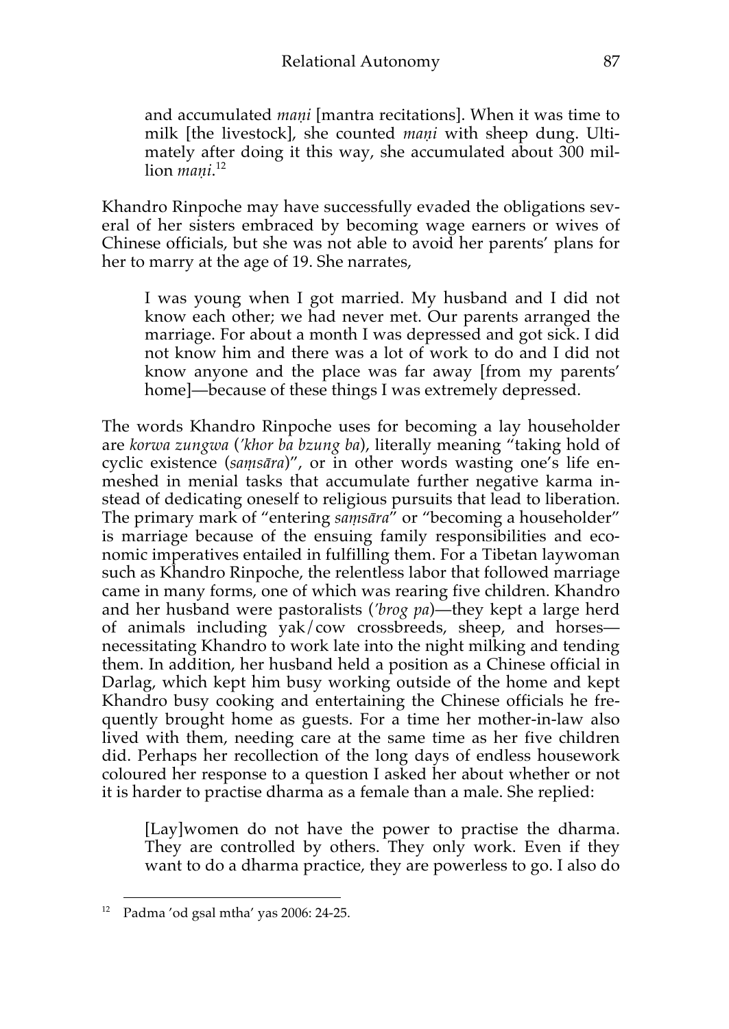> and accumulated *maṇi* [mantra recitations]. When it was time to milk [the livestock], she counted *maṇi* with sheep dung. Ultimately after doing it this way, she accumulated about 300 million *maṇi*.[12]

Khandro Rinpoche may have successfully evaded the obligations several of her sisters embraced by becoming wage earners or wives of Chinese officials, but she was not able to avoid her parents' plans for her to marry at the age of 19. She narrates,

> I was young when I got married. My husband and I did not know each other; we had never met. Our parents arranged the marriage. For about a month I was depressed and got sick. I did not know him and there was a lot of work to do and I did not know anyone and the place was far away [from my parents' home]—because of these things I was extremely depressed.

The words Khandro Rinpoche uses for becoming a lay householder are *korwa zungwa* (*'khor ba bzung ba*), literally meaning "taking hold of cyclic existence (*saṃsāra*)", or in other words wasting one's life enmeshed in menial tasks that accumulate further negative karma instead of dedicating oneself to religious pursuits that lead to liberation. The primary mark of "entering *saṃsāra*" or "becoming a householder" is marriage because of the ensuing family responsibilities and economic imperatives entailed in fulfilling them. For a Tibetan laywoman such as Khandro Rinpoche, the relentless labor that followed marriage came in many forms, one of which was rearing five children. Khandro and her husband were pastoralists (*'brog pa*)—they kept a large herd of animals including yak/cow crossbreeds, sheep, and horses—necessitating Khandro to work late into the night milking and tending them. In addition, her husband held a position as a Chinese official in Darlag, which kept him busy working outside of the home and kept Khandro busy cooking and entertaining the Chinese officials he frequently brought home as guests. For a time her mother-in-law also lived with them, needing care at the same time as her five children did. Perhaps her recollection of the long days of endless housework coloured her response to a question I asked her about whether or not it is harder to practise dharma as a female than a male. She replied:

> [Lay]women do not have the power to practise the dharma. They are controlled by others. They only work. Even if they want to do a dharma practice, they are powerless to go. I also do

[12] Padma 'od gsal mtha' yas 2006: 24-25.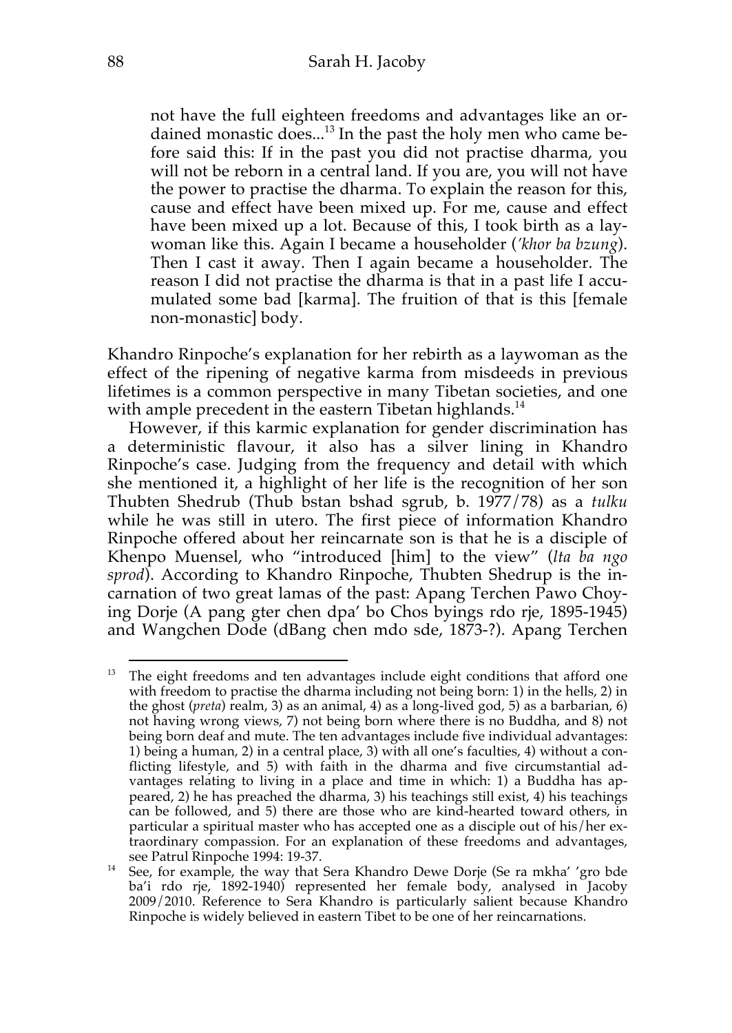> not have the full eighteen freedoms and advantages like an ordained monastic does...[13] In the past the holy men who came before said this: If in the past you did not practise dharma, you will not be reborn in a central land. If you are, you will not have the power to practise the dharma. To explain the reason for this, cause and effect have been mixed up. For me, cause and effect have been mixed up a lot. Because of this, I took birth as a laywoman like this. Again I became a householder (*'khor ba bzung*). Then I cast it away. Then I again became a householder. The reason I did not practise the dharma is that in a past life I accumulated some bad [karma]. The fruition of that is this [female non-monastic] body.

Khandro Rinpoche's explanation for her rebirth as a laywoman as the effect of the ripening of negative karma from misdeeds in previous lifetimes is a common perspective in many Tibetan societies, and one with ample precedent in the eastern Tibetan highlands.[14]

However, if this karmic explanation for gender discrimination has a deterministic flavour, it also has a silver lining in Khandro Rinpoche's case. Judging from the frequency and detail with which she mentioned it, a highlight of her life is the recognition of her son Thubten Shedrub (Thub bstan bshad sgrub, b. 1977/78) as a *tulku* while he was still in utero. The first piece of information Khandro Rinpoche offered about her reincarnate son is that he is a disciple of Khenpo Muensel, who "introduced [him] to the view" (*lta ba ngo sprod*). According to Khandro Rinpoche, Thubten Shedrup is the incarnation of two great lamas of the past: Apang Terchen Pawo Choying Dorje (A pang gter chen dpa' bo Chos byings rdo rje, 1895-1945) and Wangchen Dode (dBang chen mdo sde, 1873-?). Apang Terchen

---

[13] The eight freedoms and ten advantages include eight conditions that afford one with freedom to practise the dharma including not being born: 1) in the hells, 2) in the ghost (*preta*) realm, 3) as an animal, 4) as a long-lived god, 5) as a barbarian, 6) not having wrong views, 7) not being born where there is no Buddha, and 8) not being born deaf and mute. The ten advantages include five individual advantages: 1) being a human, 2) in a central place, 3) with all one's faculties, 4) without a conflicting lifestyle, and 5) with faith in the dharma and five circumstantial advantages relating to living in a place and time in which: 1) a Buddha has appeared, 2) he has preached the dharma, 3) his teachings still exist, 4) his teachings can be followed, and 5) there are those who are kind-hearted toward others, in particular a spiritual master who has accepted one as a disciple out of his/her extraordinary compassion. For an explanation of these freedoms and advantages, see Patrul Rinpoche 1994: 19-37.

[14] See, for example, the way that Sera Khandro Dewe Dorje (Se ra mkha' 'gro bde ba'i rdo rje, 1892-1940) represented her female body, analysed in Jacoby 2009/2010. Reference to Sera Khandro is particularly salient because Khandro Rinpoche is widely believed in eastern Tibet to be one of her reincarnations.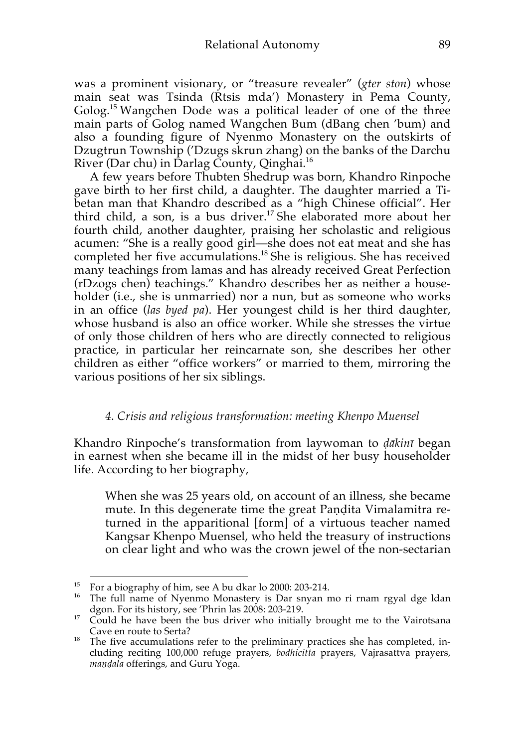was a prominent visionary, or "treasure revealer" (*gter ston*) whose main seat was Tsinda (Rtsis mda') Monastery in Pema County, Golog.[15] Wangchen Dode was a political leader of one of the three main parts of Golog named Wangchen Bum (dBang chen 'bum) and also a founding figure of Nyenmo Monastery on the outskirts of Dzugtrun Township ('Dzugs skrun zhang) on the banks of the Darchu River (Dar chu) in Darlag County, Qinghai.[16]

A few years before Thubten Shedrup was born, Khandro Rinpoche gave birth to her first child, a daughter. The daughter married a Tibetan man that Khandro described as a "high Chinese official". Her third child, a son, is a bus driver.[17] She elaborated more about her fourth child, another daughter, praising her scholastic and religious acumen: "She is a really good girl—she does not eat meat and she has completed her five accumulations.[18] She is religious. She has received many teachings from lamas and has already received Great Perfection (rDzogs chen) teachings." Khandro describes her as neither a householder (i.e., she is unmarried) nor a nun, but as someone who works in an office (*las byed pa*). Her youngest child is her third daughter, whose husband is also an office worker. While she stresses the virtue of only those children of hers who are directly connected to religious practice, in particular her reincarnate son, she describes her other children as either "office workers" or married to them, mirroring the various positions of her six siblings.

### *4. Crisis and religious transformation: meeting Khenpo Muensel*

Khandro Rinpoche's transformation from laywoman to *ḍākinī* began in earnest when she became ill in the midst of her busy householder life. According to her biography,

> When she was 25 years old, on account of an illness, she became mute. In this degenerate time the great Paṇḍita Vimalamitra returned in the apparitional [form] of a virtuous teacher named Kangsar Khenpo Muensel, who held the treasury of instructions on clear light and who was the crown jewel of the non-sectarian

---

[15] For a biography of him, see A bu dkar lo 2000: 203-214.

[16] The full name of Nyenmo Monastery is Dar snyan mo ri rnam rgyal dge ldan dgon. For its history, see 'Phrin las 2008: 203-219.

[17] Could he have been the bus driver who initially brought me to the Vairotsana Cave en route to Serta?

[18] The five accumulations refer to the preliminary practices she has completed, including reciting 100,000 refuge prayers, *bodhicitta* prayers, Vajrasattva prayers, *maṇḍala* offerings, and Guru Yoga.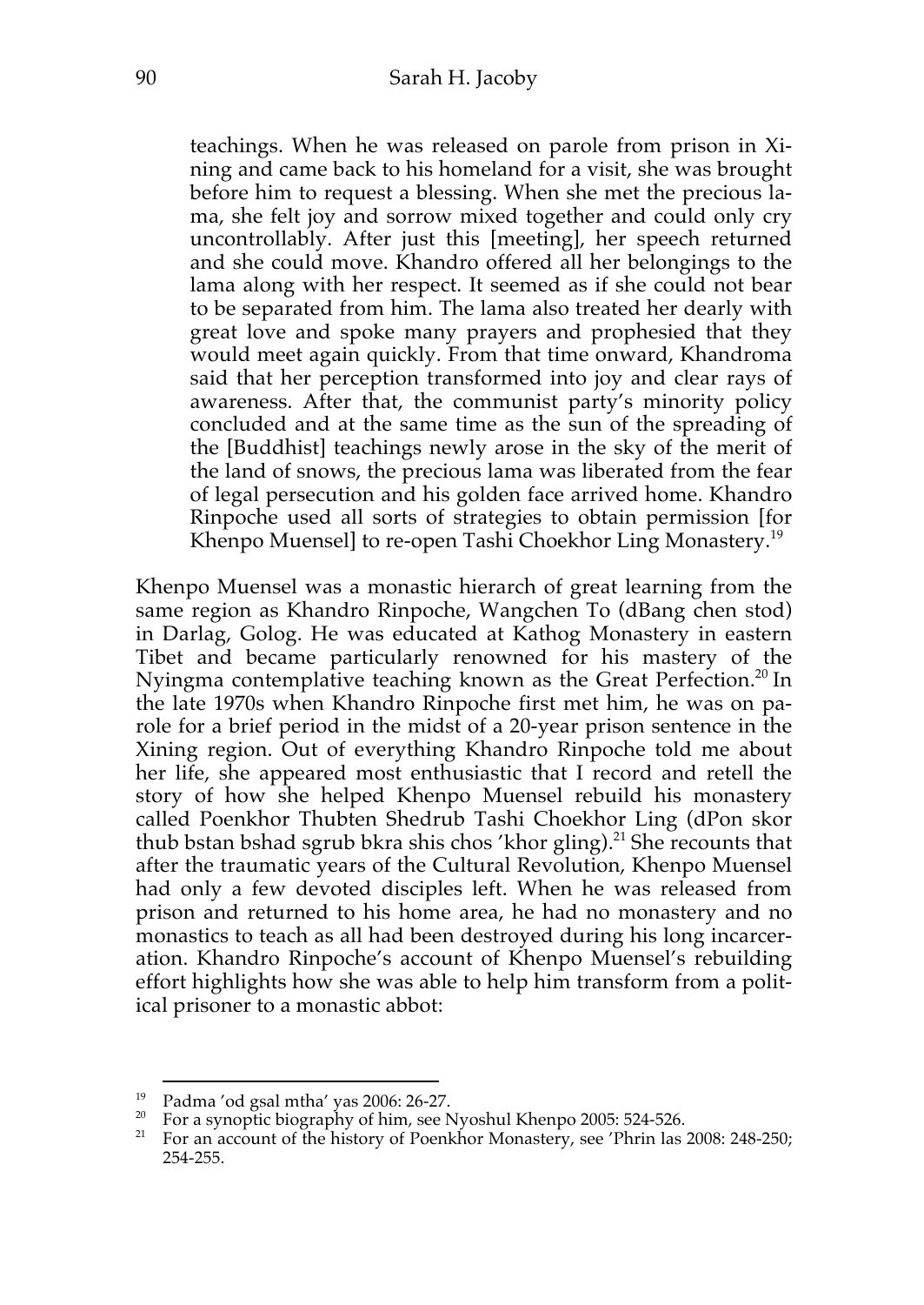> teachings. When he was released on parole from prison in Xining and came back to his homeland for a visit, she was brought before him to request a blessing. When she met the precious lama, she felt joy and sorrow mixed together and could only cry uncontrollably. After just this [meeting], her speech returned and she could move. Khandro offered all her belongings to the lama along with her respect. It seemed as if she could not bear to be separated from him. The lama also treated her dearly with great love and spoke many prayers and prophesied that they would meet again quickly. From that time onward, Khandroma said that her perception transformed into joy and clear rays of awareness. After that, the communist party's minority policy concluded and at the same time as the sun of the spreading of the [Buddhist] teachings newly arose in the sky of the merit of the land of snows, the precious lama was liberated from the fear of legal persecution and his golden face arrived home. Khandro Rinpoche used all sorts of strategies to obtain permission [for Khenpo Muensel] to re-open Tashi Choekhor Ling Monastery.[19]

Khenpo Muensel was a monastic hierarch of great learning from the same region as Khandro Rinpoche, Wangchen To (dBang chen stod) in Darlag, Golog. He was educated at Kathog Monastery in eastern Tibet and became particularly renowned for his mastery of the Nyingma contemplative teaching known as the Great Perfection.[20] In the late 1970s when Khandro Rinpoche first met him, he was on parole for a brief period in the midst of a 20-year prison sentence in the Xining region. Out of everything Khandro Rinpoche told me about her life, she appeared most enthusiastic that I record and retell the story of how she helped Khenpo Muensel rebuild his monastery called Poenkhor Thubten Shedrub Tashi Choekhor Ling (dPon skor thub bstan bshad sgrub bkra shis chos 'khor gling).[21] She recounts that after the traumatic years of the Cultural Revolution, Khenpo Muensel had only a few devoted disciples left. When he was released from prison and returned to his home area, he had no monastery and no monastics to teach as all had been destroyed during his long incarceration. Khandro Rinpoche's account of Khenpo Muensel's rebuilding effort highlights how she was able to help him transform from a political prisoner to a monastic abbot:

---

[19] Padma 'od gsal mtha' yas 2006: 26-27.

[20] For a synoptic biography of him, see Nyoshul Khenpo 2005: 524-526.

[21] For an account of the history of Poenkhor Monastery, see 'Phrin las 2008: 248-250; 254-255.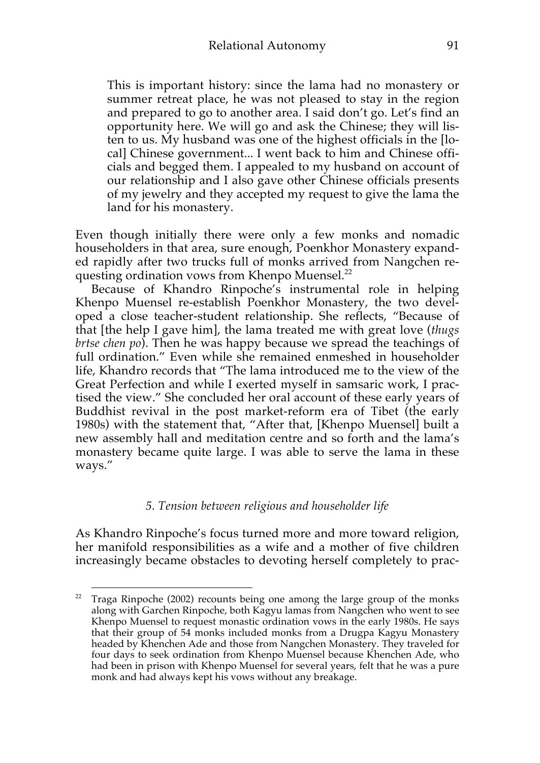> This is important history: since the lama had no monastery or summer retreat place, he was not pleased to stay in the region and prepared to go to another area. I said don't go. Let's find an opportunity here. We will go and ask the Chinese; they will listen to us. My husband was one of the highest officials in the [local] Chinese government... I went back to him and Chinese officials and begged them. I appealed to my husband on account of our relationship and I also gave other Chinese officials presents of my jewelry and they accepted my request to give the lama the land for his monastery.

Even though initially there were only a few monks and nomadic householders in that area, sure enough, Poenkhor Monastery expanded rapidly after two trucks full of monks arrived from Nangchen requesting ordination vows from Khenpo Muensel.[22]

Because of Khandro Rinpoche's instrumental role in helping Khenpo Muensel re-establish Poenkhor Monastery, the two developed a close teacher-student relationship. She reflects, "Because of that [the help I gave him], the lama treated me with great love (*thugs brtse chen po*). Then he was happy because we spread the teachings of full ordination." Even while she remained enmeshed in householder life, Khandro records that "The lama introduced me to the view of the Great Perfection and while I exerted myself in samsaric work, I practised the view." She concluded her oral account of these early years of Buddhist revival in the post market-reform era of Tibet (the early 1980s) with the statement that, "After that, [Khenpo Muensel] built a new assembly hall and meditation centre and so forth and the lama's monastery became quite large. I was able to serve the lama in these ways."

### *5. Tension between religious and householder life*

As Khandro Rinpoche's focus turned more and more toward religion, her manifold responsibilities as a wife and a mother of five children increasingly became obstacles to devoting herself completely to prac-

---

[22] Traga Rinpoche (2002) recounts being one among the large group of the monks along with Garchen Rinpoche, both Kagyu lamas from Nangchen who went to see Khenpo Muensel to request monastic ordination vows in the early 1980s. He says that their group of 54 monks included monks from a Drugpa Kagyu Monastery headed by Khenchen Ade and those from Nangchen Monastery. They traveled for four days to seek ordination from Khenpo Muensel because Khenchen Ade, who had been in prison with Khenpo Muensel for several years, felt that he was a pure monk and had always kept his vows without any breakage.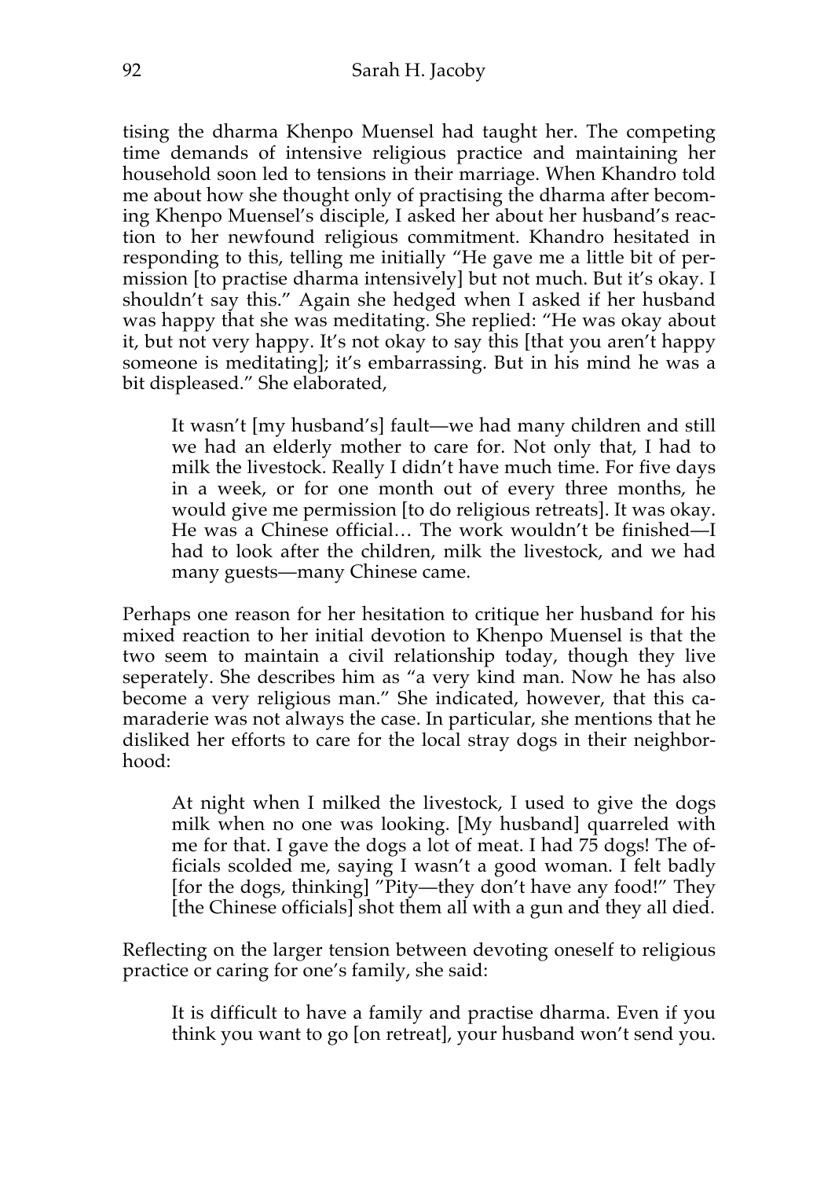tising the dharma Khenpo Muensel had taught her. The competing time demands of intensive religious practice and maintaining her household soon led to tensions in their marriage. When Khandro told me about how she thought only of practising the dharma after becoming Khenpo Muensel's disciple, I asked her about her husband's reaction to her newfound religious commitment. Khandro hesitated in responding to this, telling me initially "He gave me a little bit of permission [to practise dharma intensively] but not much. But it's okay. I shouldn't say this." Again she hedged when I asked if her husband was happy that she was meditating. She replied: "He was okay about it, but not very happy. It's not okay to say this [that you aren't happy someone is meditating]; it's embarrassing. But in his mind he was a bit displeased." She elaborated,

> It wasn't [my husband's] fault—we had many children and still we had an elderly mother to care for. Not only that, I had to milk the livestock. Really I didn't have much time. For five days in a week, or for one month out of every three months, he would give me permission [to do religious retreats]. It was okay. He was a Chinese official… The work wouldn't be finished—I had to look after the children, milk the livestock, and we had many guests—many Chinese came.

Perhaps one reason for her hesitation to critique her husband for his mixed reaction to her initial devotion to Khenpo Muensel is that the two seem to maintain a civil relationship today, though they live seperately. She describes him as "a very kind man. Now he has also become a very religious man." She indicated, however, that this camaraderie was not always the case. In particular, she mentions that he disliked her efforts to care for the local stray dogs in their neighborhood:

> At night when I milked the livestock, I used to give the dogs milk when no one was looking. [My husband] quarreled with me for that. I gave the dogs a lot of meat. I had 75 dogs! The officials scolded me, saying I wasn't a good woman. I felt badly [for the dogs, thinking] "Pity—they don't have any food!" They [the Chinese officials] shot them all with a gun and they all died.

Reflecting on the larger tension between devoting oneself to religious practice or caring for one's family, she said:

> It is difficult to have a family and practise dharma. Even if you think you want to go [on retreat], your husband won't send you.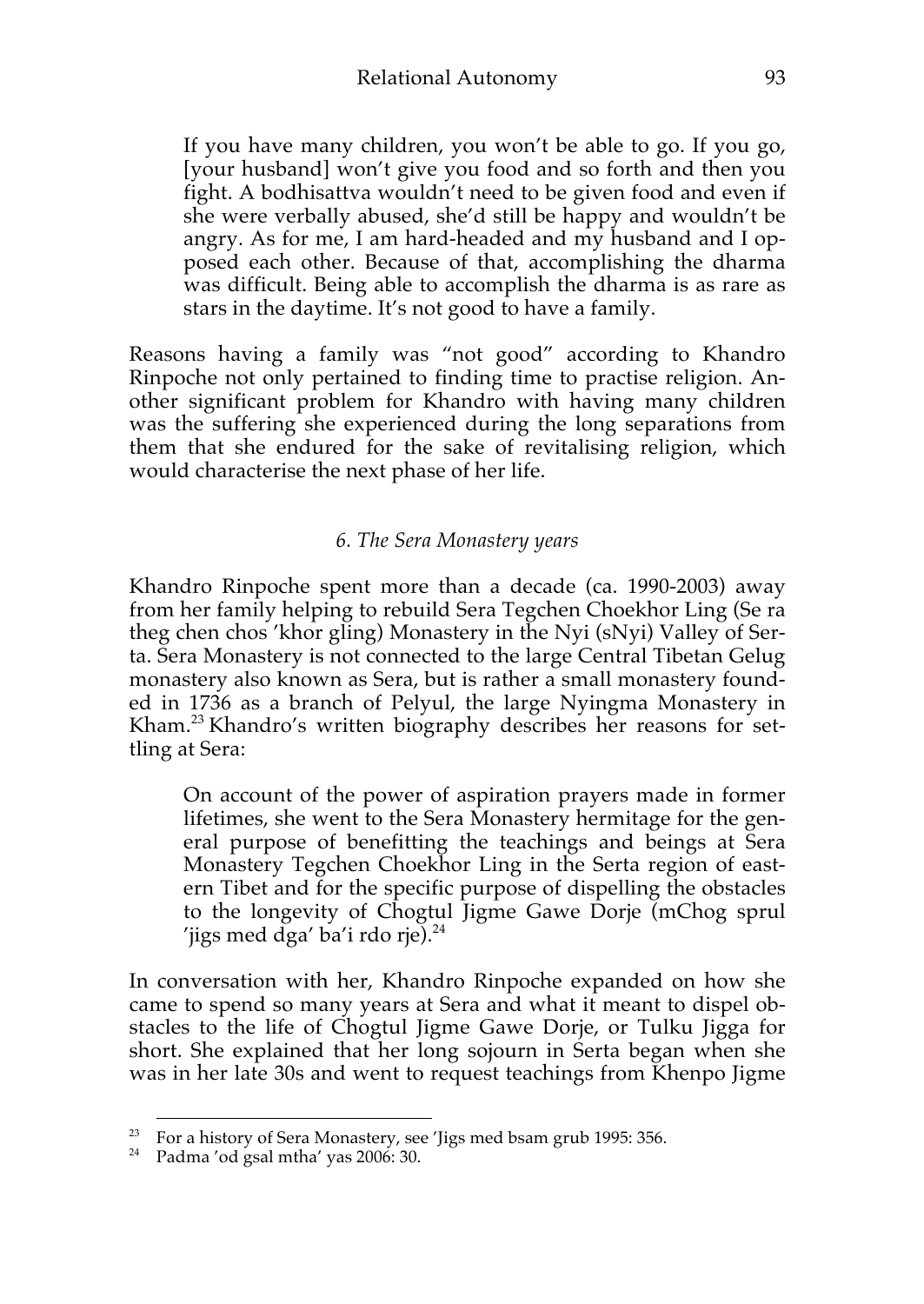> If you have many children, you won't be able to go. If you go, [your husband] won't give you food and so forth and then you fight. A bodhisattva wouldn't need to be given food and even if she were verbally abused, she'd still be happy and wouldn't be angry. As for me, I am hard-headed and my husband and I opposed each other. Because of that, accomplishing the dharma was difficult. Being able to accomplish the dharma is as rare as stars in the daytime. It's not good to have a family.

Reasons having a family was "not good" according to Khandro Rinpoche not only pertained to finding time to practise religion. Another significant problem for Khandro with having many children was the suffering she experienced during the long separations from them that she endured for the sake of revitalising religion, which would characterise the next phase of her life.

### *6. The Sera Monastery years*

Khandro Rinpoche spent more than a decade (ca. 1990-2003) away from her family helping to rebuild Sera Tegchen Choekhor Ling (Se ra theg chen chos 'khor gling) Monastery in the Nyi (sNyi) Valley of Serta. Sera Monastery is not connected to the large Central Tibetan Gelug monastery also known as Sera, but is rather a small monastery founded in 1736 as a branch of Pelyul, the large Nyingma Monastery in Kham.[23] Khandro's written biography describes her reasons for settling at Sera:

> On account of the power of aspiration prayers made in former lifetimes, she went to the Sera Monastery hermitage for the general purpose of benefitting the teachings and beings at Sera Monastery Tegchen Choekhor Ling in the Serta region of eastern Tibet and for the specific purpose of dispelling the obstacles to the longevity of Chogtul Jigme Gawe Dorje (mChog sprul 'jigs med dga' ba'i rdo rje).[24]

In conversation with her, Khandro Rinpoche expanded on how she came to spend so many years at Sera and what it meant to dispel obstacles to the life of Chogtul Jigme Gawe Dorje, or Tulku Jigga for short. She explained that her long sojourn in Serta began when she was in her late 30s and went to request teachings from Khenpo Jigme

---

[23] For a history of Sera Monastery, see 'Jigs med bsam grub 1995: 356.

[24] Padma 'od gsal mtha' yas 2006: 30.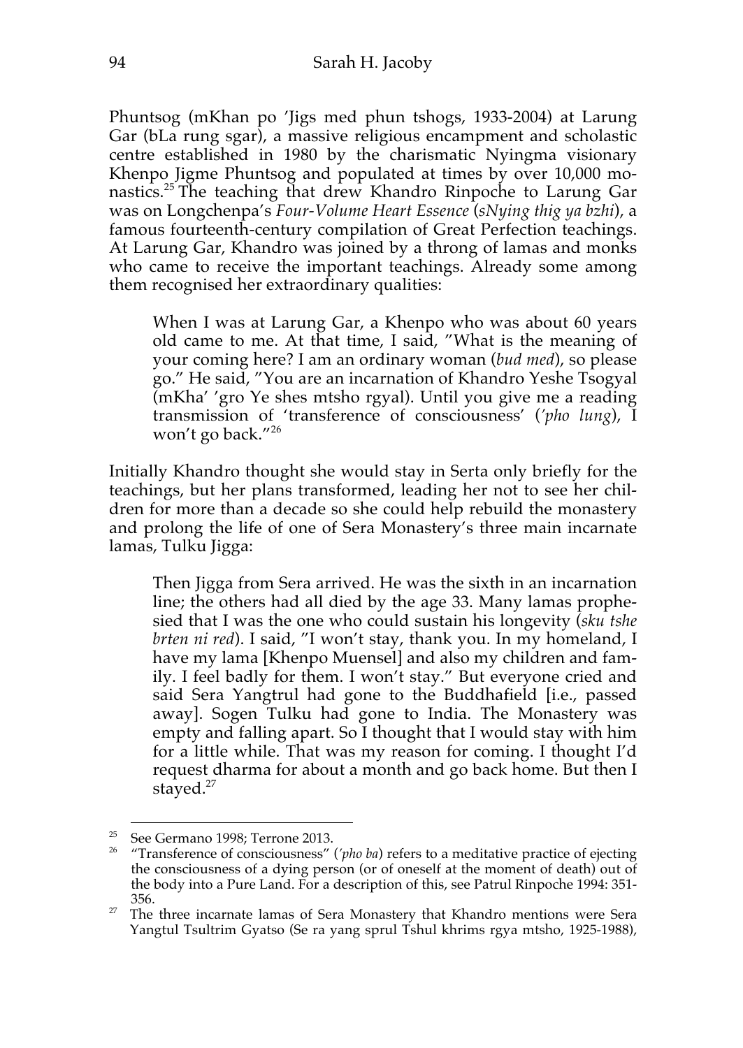Phuntsog (mKhan po 'Jigs med phun tshogs, 1933-2004) at Larung Gar (bLa rung sgar), a massive religious encampment and scholastic centre established in 1980 by the charismatic Nyingma visionary Khenpo Jigme Phuntsog and populated at times by over 10,000 monastics.[25] The teaching that drew Khandro Rinpoche to Larung Gar was on Longchenpa's *Four-Volume Heart Essence* (*sNying thig ya bzhi*), a famous fourteenth-century compilation of Great Perfection teachings. At Larung Gar, Khandro was joined by a throng of lamas and monks who came to receive the important teachings. Already some among them recognised her extraordinary qualities:

> When I was at Larung Gar, a Khenpo who was about 60 years old came to me. At that time, I said, "What is the meaning of your coming here? I am an ordinary woman (*bud med*), so please go." He said, "You are an incarnation of Khandro Yeshe Tsogyal (mKha' 'gro Ye shes mtsho rgyal). Until you give me a reading transmission of 'transference of consciousness' (*'pho lung*), I won't go back."[26]

Initially Khandro thought she would stay in Serta only briefly for the teachings, but her plans transformed, leading her not to see her children for more than a decade so she could help rebuild the monastery and prolong the life of one of Sera Monastery's three main incarnate lamas, Tulku Jigga:

> Then Jigga from Sera arrived. He was the sixth in an incarnation line; the others had all died by the age 33. Many lamas prophesied that I was the one who could sustain his longevity (*sku tshe brten ni red*). I said, "I won't stay, thank you. In my homeland, I have my lama [Khenpo Muensel] and also my children and family. I feel badly for them. I won't stay." But everyone cried and said Sera Yangtrul had gone to the Buddhafield [i.e., passed away]. Sogen Tulku had gone to India. The Monastery was empty and falling apart. So I thought that I would stay with him for a little while. That was my reason for coming. I thought I'd request dharma for about a month and go back home. But then I stayed.[27]

---

[25] See Germano 1998; Terrone 2013.

[26] "Transference of consciousness" (*'pho ba*) refers to a meditative practice of ejecting the consciousness of a dying person (or of oneself at the moment of death) out of the body into a Pure Land. For a description of this, see Patrul Rinpoche 1994: 351-356.

[27] The three incarnate lamas of Sera Monastery that Khandro mentions were Sera Yangtul Tsultrim Gyatso (Se ra yang sprul Tshul khrims rgya mtsho, 1925-1988),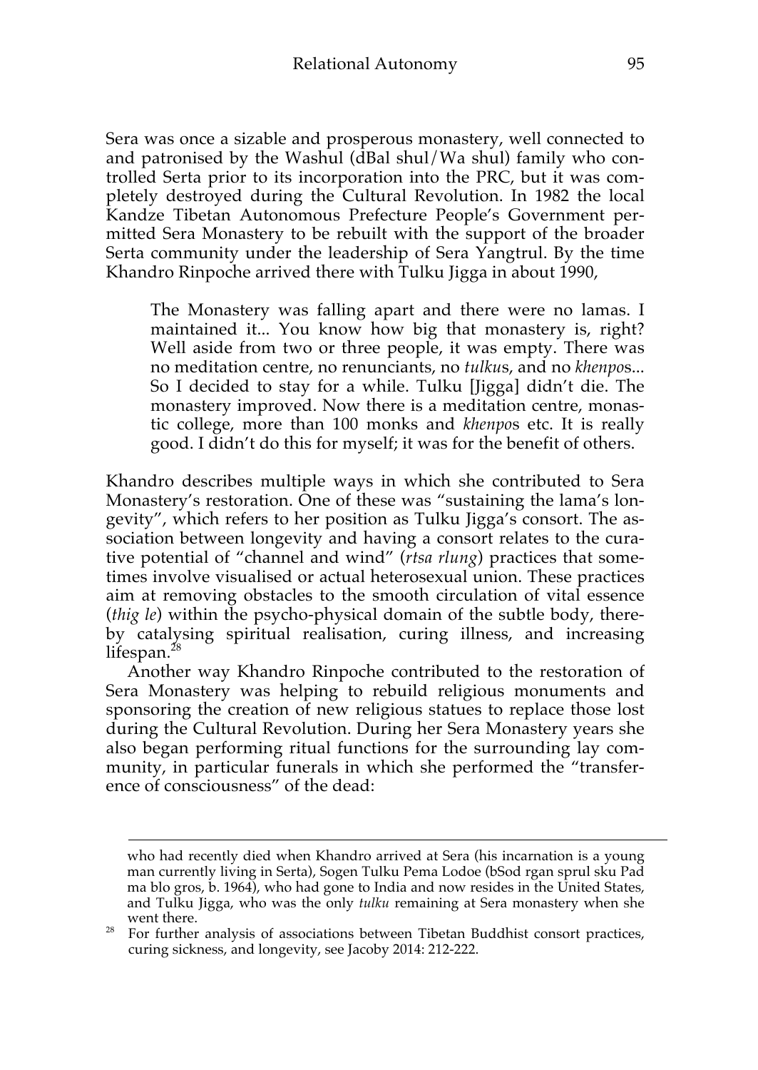Sera was once a sizable and prosperous monastery, well connected to and patronised by the Washul (dBal shul/Wa shul) family who controlled Serta prior to its incorporation into the PRC, but it was completely destroyed during the Cultural Revolution. In 1982 the local Kandze Tibetan Autonomous Prefecture People's Government permitted Sera Monastery to be rebuilt with the support of the broader Serta community under the leadership of Sera Yangtrul. By the time Khandro Rinpoche arrived there with Tulku Jigga in about 1990,

> The Monastery was falling apart and there were no lamas. I maintained it... You know how big that monastery is, right? Well aside from two or three people, it was empty. There was no meditation centre, no renunciants, no *tulku*s, and no *khenpo*s... So I decided to stay for a while. Tulku [Jigga] didn't die. The monastery improved. Now there is a meditation centre, monastic college, more than 100 monks and *khenpo*s etc. It is really good. I didn't do this for myself; it was for the benefit of others.

Khandro describes multiple ways in which she contributed to Sera Monastery's restoration. One of these was "sustaining the lama's longevity", which refers to her position as Tulku Jigga's consort. The association between longevity and having a consort relates to the curative potential of "channel and wind" (*rtsa rlung*) practices that sometimes involve visualised or actual heterosexual union. These practices aim at removing obstacles to the smooth circulation of vital essence (*thig le*) within the psycho-physical domain of the subtle body, thereby catalysing spiritual realisation, curing illness, and increasing lifespan.[28]

Another way Khandro Rinpoche contributed to the restoration of Sera Monastery was helping to rebuild religious monuments and sponsoring the creation of new religious statues to replace those lost during the Cultural Revolution. During her Sera Monastery years she also began performing ritual functions for the surrounding lay community, in particular funerals in which she performed the "transference of consciousness" of the dead:

---

who had recently died when Khandro arrived at Sera (his incarnation is a young man currently living in Serta), Sogen Tulku Pema Lodoe (bSod rgan sprul sku Pad ma blo gros, b. 1964), who had gone to India and now resides in the United States, and Tulku Jigga, who was the only *tulku* remaining at Sera monastery when she went there.

[28] For further analysis of associations between Tibetan Buddhist consort practices, curing sickness, and longevity, see Jacoby 2014: 212-222.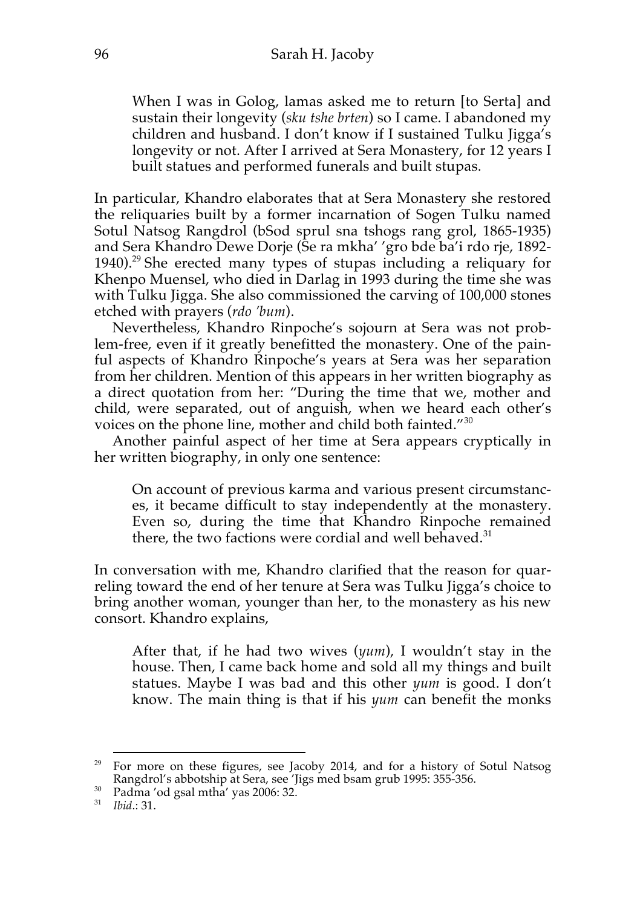> When I was in Golog, lamas asked me to return [to Serta] and sustain their longevity (*sku tshe brten*) so I came. I abandoned my children and husband. I don't know if I sustained Tulku Jigga's longevity or not. After I arrived at Sera Monastery, for 12 years I built statues and performed funerals and built stupas.

In particular, Khandro elaborates that at Sera Monastery she restored the reliquaries built by a former incarnation of Sogen Tulku named Sotul Natsog Rangdrol (bSod sprul sna tshogs rang grol, 1865-1935) and Sera Khandro Dewe Dorje (Se ra mkha' 'gro bde ba'i rdo rje, 1892-1940).[29] She erected many types of stupas including a reliquary for Khenpo Muensel, who died in Darlag in 1993 during the time she was with Tulku Jigga. She also commissioned the carving of 100,000 stones etched with prayers (*rdo 'bum*).

Nevertheless, Khandro Rinpoche's sojourn at Sera was not problem-free, even if it greatly benefitted the monastery. One of the painful aspects of Khandro Rinpoche's years at Sera was her separation from her children. Mention of this appears in her written biography as a direct quotation from her: "During the time that we, mother and child, were separated, out of anguish, when we heard each other's voices on the phone line, mother and child both fainted."[30]

Another painful aspect of her time at Sera appears cryptically in her written biography, in only one sentence:

> On account of previous karma and various present circumstances, it became difficult to stay independently at the monastery. Even so, during the time that Khandro Rinpoche remained there, the two factions were cordial and well behaved.[31]

In conversation with me, Khandro clarified that the reason for quarreling toward the end of her tenure at Sera was Tulku Jigga's choice to bring another woman, younger than her, to the monastery as his new consort. Khandro explains,

> After that, if he had two wives (*yum*), I wouldn't stay in the house. Then, I came back home and sold all my things and built statues. Maybe I was bad and this other *yum* is good. I don't know. The main thing is that if his *yum* can benefit the monks

---

[29] For more on these figures, see Jacoby 2014, and for a history of Sotul Natsog Rangdrol's abbotship at Sera, see 'Jigs med bsam grub 1995: 355-356.

[30] Padma 'od gsal mtha' yas 2006: 32.

[31] *Ibid*.: 31.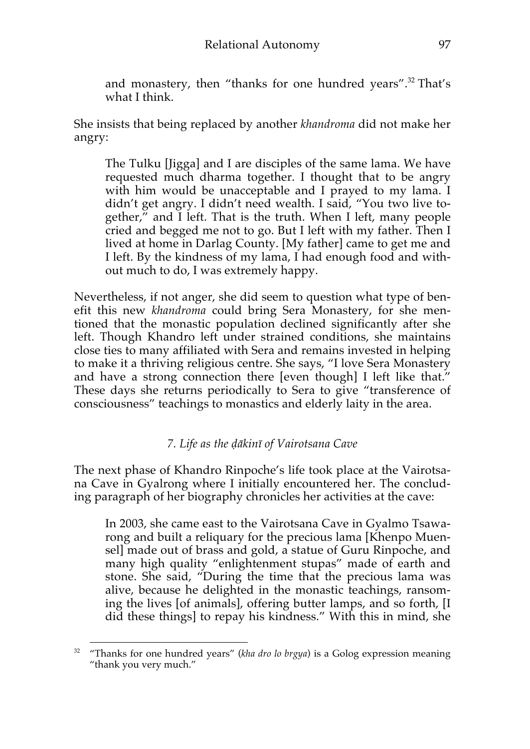> and monastery, then "thanks for one hundred years".[32] That's what I think.

She insists that being replaced by another *khandroma* did not make her angry:

> The Tulku [Jigga] and I are disciples of the same lama. We have requested much dharma together. I thought that to be angry with him would be unacceptable and I prayed to my lama. I didn't get angry. I didn't need wealth. I said, "You two live together," and I left. That is the truth. When I left, many people cried and begged me not to go. But I left with my father. Then I lived at home in Darlag County. [My father] came to get me and I left. By the kindness of my lama, I had enough food and without much to do, I was extremely happy.

Nevertheless, if not anger, she did seem to question what type of benefit this new *khandroma* could bring Sera Monastery, for she mentioned that the monastic population declined significantly after she left. Though Khandro left under strained conditions, she maintains close ties to many affiliated with Sera and remains invested in helping to make it a thriving religious centre. She says, "I love Sera Monastery and have a strong connection there [even though] I left like that." These days she returns periodically to Sera to give "transference of consciousness" teachings to monastics and elderly laity in the area.

### *7. Life as the ḍākinī of Vairotsana Cave*

The next phase of Khandro Rinpoche's life took place at the Vairotsana Cave in Gyalrong where I initially encountered her. The concluding paragraph of her biography chronicles her activities at the cave:

> In 2003, she came east to the Vairotsana Cave in Gyalmo Tsawarong and built a reliquary for the precious lama [Khenpo Muensel] made out of brass and gold, a statue of Guru Rinpoche, and many high quality "enlightenment stupas" made of earth and stone. She said, "During the time that the precious lama was alive, because he delighted in the monastic teachings, ransoming the lives [of animals], offering butter lamps, and so forth, [I did these things] to repay his kindness." With this in mind, she

---

[32] "Thanks for one hundred years" (*kha dro lo brgya*) is a Golog expression meaning "thank you very much."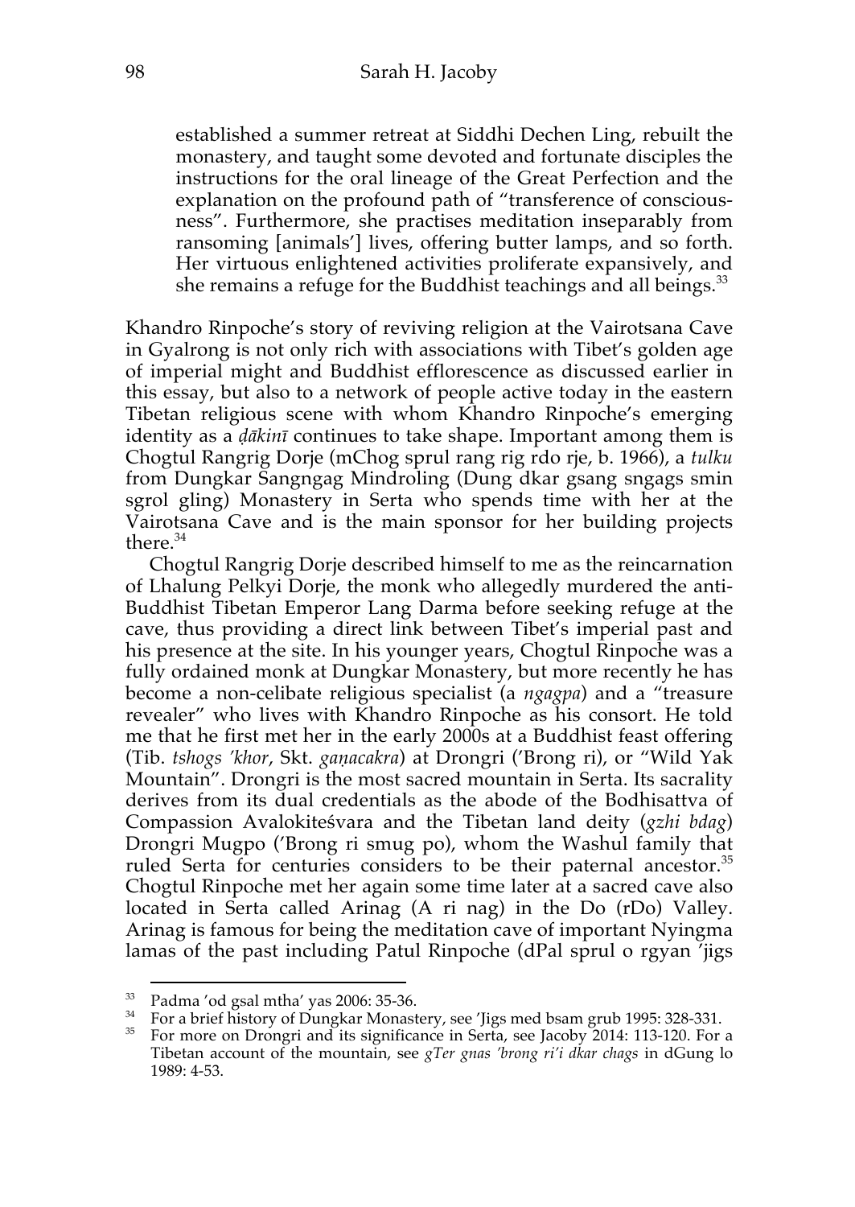> established a summer retreat at Siddhi Dechen Ling, rebuilt the monastery, and taught some devoted and fortunate disciples the instructions for the oral lineage of the Great Perfection and the explanation on the profound path of "transference of consciousness". Furthermore, she practises meditation inseparably from ransoming [animals'] lives, offering butter lamps, and so forth. Her virtuous enlightened activities proliferate expansively, and she remains a refuge for the Buddhist teachings and all beings.[33]

Khandro Rinpoche's story of reviving religion at the Vairotsana Cave in Gyalrong is not only rich with associations with Tibet's golden age of imperial might and Buddhist efflorescence as discussed earlier in this essay, but also to a network of people active today in the eastern Tibetan religious scene with whom Khandro Rinpoche's emerging identity as a *ḍākinī* continues to take shape. Important among them is Chogtul Rangrig Dorje (mChog sprul rang rig rdo rje, b. 1966), a *tulku* from Dungkar Sangngag Mindroling (Dung dkar gsang sngags smin sgrol gling) Monastery in Serta who spends time with her at the Vairotsana Cave and is the main sponsor for her building projects there.[34]

Chogtul Rangrig Dorje described himself to me as the reincarnation of Lhalung Pelkyi Dorje, the monk who allegedly murdered the anti-Buddhist Tibetan Emperor Lang Darma before seeking refuge at the cave, thus providing a direct link between Tibet's imperial past and his presence at the site. In his younger years, Chogtul Rinpoche was a fully ordained monk at Dungkar Monastery, but more recently he has become a non-celibate religious specialist (a *ngagpa*) and a "treasure revealer" who lives with Khandro Rinpoche as his consort. He told me that he first met her in the early 2000s at a Buddhist feast offering (Tib. *tshogs 'khor*, Skt. *gaṇacakra*) at Drongri ('Brong ri), or "Wild Yak Mountain". Drongri is the most sacred mountain in Serta. Its sacrality derives from its dual credentials as the abode of the Bodhisattva of Compassion Avalokiteśvara and the Tibetan land deity (*gzhi bdag*) Drongri Mugpo ('Brong ri smug po), whom the Washul family that ruled Serta for centuries considers to be their paternal ancestor.[35] Chogtul Rinpoche met her again some time later at a sacred cave also located in Serta called Arinag (A ri nag) in the Do (rDo) Valley. Arinag is famous for being the meditation cave of important Nyingma lamas of the past including Patul Rinpoche (dPal sprul o rgyan 'jigs

---

[33] Padma 'od gsal mtha' yas 2006: 35-36.

[34] For a brief history of Dungkar Monastery, see 'Jigs med bsam grub 1995: 328-331.

[35] For more on Drongri and its significance in Serta, see Jacoby 2014: 113-120. For a Tibetan account of the mountain, see *gTer gnas 'brong ri'i dkar chags* in dGung lo 1989: 4-53.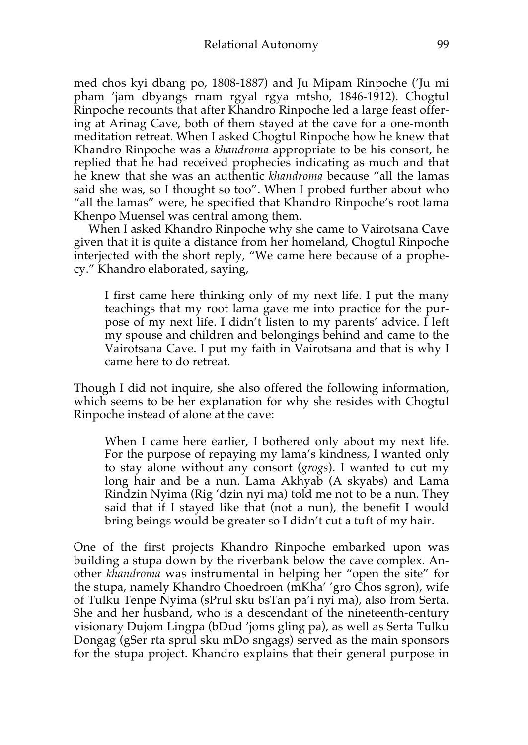med chos kyi dbang po, 1808-1887) and Ju Mipam Rinpoche (’Ju mi pham ’jam dbyangs rnam rgyal rgya mtsho, 1846-1912). Chogtul Rinpoche recounts that after Khandro Rinpoche led a large feast offering at Arinag Cave, both of them stayed at the cave for a one-month meditation retreat. When I asked Chogtul Rinpoche how he knew that Khandro Rinpoche was a *khandroma* appropriate to be his consort, he replied that he had received prophecies indicating as much and that he knew that she was an authentic *khandroma* because “all the lamas said she was, so I thought so too”. When I probed further about who “all the lamas” were, he specified that Khandro Rinpoche’s root lama Khenpo Muensel was central among them.

When I asked Khandro Rinpoche why she came to Vairotsana Cave given that it is quite a distance from her homeland, Chogtul Rinpoche interjected with the short reply, “We came here because of a prophecy.” Khandro elaborated, saying,

> I first came here thinking only of my next life. I put the many teachings that my root lama gave me into practice for the purpose of my next life. I didn’t listen to my parents’ advice. I left my spouse and children and belongings behind and came to the Vairotsana Cave. I put my faith in Vairotsana and that is why I came here to do retreat.

Though I did not inquire, she also offered the following information, which seems to be her explanation for why she resides with Chogtul Rinpoche instead of alone at the cave:

> When I came here earlier, I bothered only about my next life. For the purpose of repaying my lama’s kindness, I wanted only to stay alone without any consort (*grogs*). I wanted to cut my long hair and be a nun. Lama Akhyab (A skyabs) and Lama Rindzin Nyima (Rig ’dzin nyi ma) told me not to be a nun. They said that if I stayed like that (not a nun), the benefit I would bring beings would be greater so I didn’t cut a tuft of my hair.

One of the first projects Khandro Rinpoche embarked upon was building a stupa down by the riverbank below the cave complex. Another *khandroma* was instrumental in helping her “open the site” for the stupa, namely Khandro Choedroen (mKha’ ’gro Chos sgron), wife of Tulku Tenpe Nyima (sPrul sku bsTan pa’i nyi ma), also from Serta. She and her husband, who is a descendant of the nineteenth-century visionary Dujom Lingpa (bDud ’joms gling pa), as well as Serta Tulku Dongag (gSer rta sprul sku mDo sngags) served as the main sponsors for the stupa project. Khandro explains that their general purpose in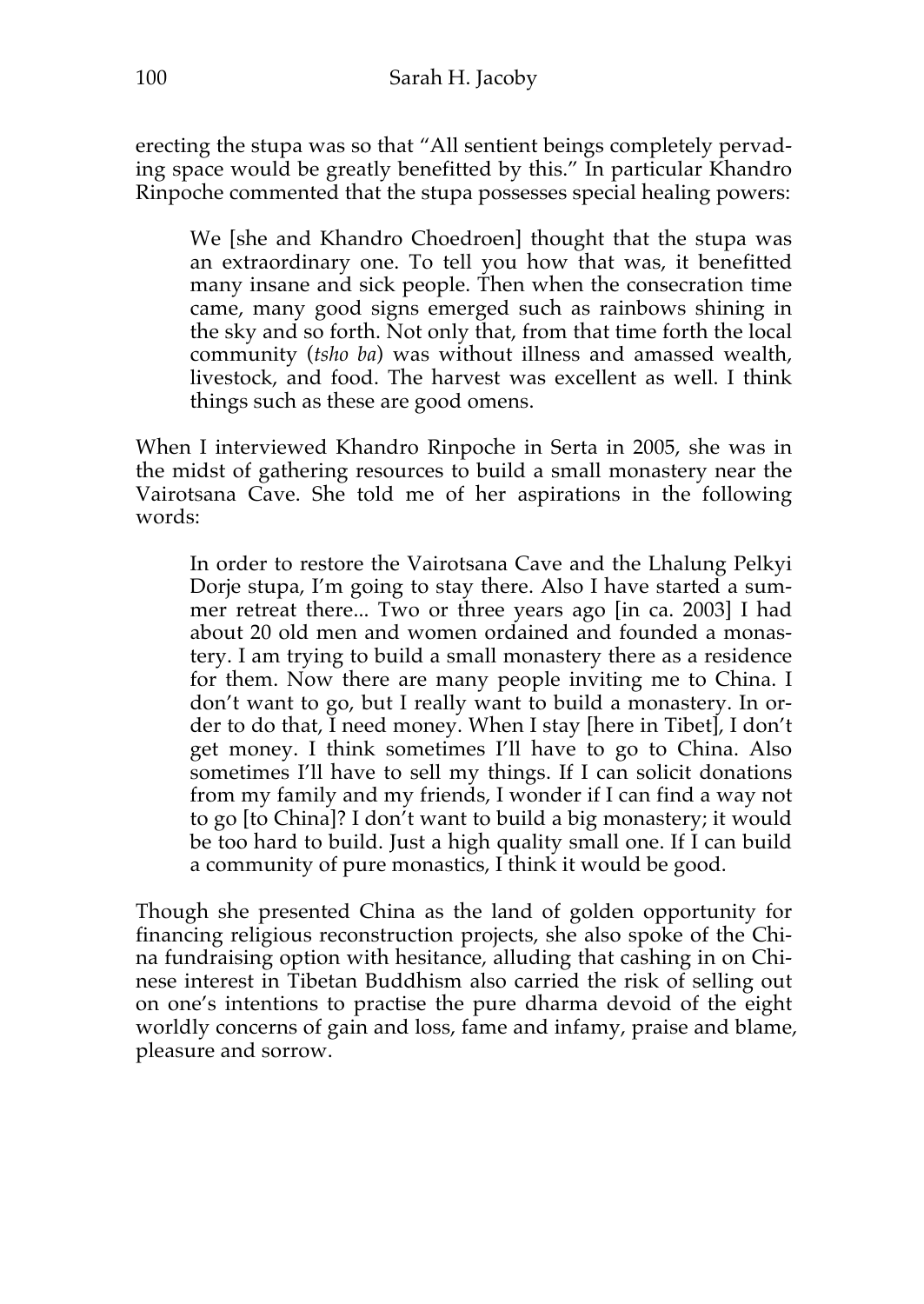erecting the stupa was so that "All sentient beings completely pervading space would be greatly benefitted by this." In particular Khandro Rinpoche commented that the stupa possesses special healing powers:

> We [she and Khandro Choedroen] thought that the stupa was an extraordinary one. To tell you how that was, it benefitted many insane and sick people. Then when the consecration time came, many good signs emerged such as rainbows shining in the sky and so forth. Not only that, from that time forth the local community (*tsho ba*) was without illness and amassed wealth, livestock, and food. The harvest was excellent as well. I think things such as these are good omens.

When I interviewed Khandro Rinpoche in Serta in 2005, she was in the midst of gathering resources to build a small monastery near the Vairotsana Cave. She told me of her aspirations in the following words:

> In order to restore the Vairotsana Cave and the Lhalung Pelkyi Dorje stupa, I'm going to stay there. Also I have started a summer retreat there... Two or three years ago [in ca. 2003] I had about 20 old men and women ordained and founded a monastery. I am trying to build a small monastery there as a residence for them. Now there are many people inviting me to China. I don't want to go, but I really want to build a monastery. In order to do that, I need money. When I stay [here in Tibet], I don't get money. I think sometimes I'll have to go to China. Also sometimes I'll have to sell my things. If I can solicit donations from my family and my friends, I wonder if I can find a way not to go [to China]? I don't want to build a big monastery; it would be too hard to build. Just a high quality small one. If I can build a community of pure monastics, I think it would be good.

Though she presented China as the land of golden opportunity for financing religious reconstruction projects, she also spoke of the China fundraising option with hesitance, alluding that cashing in on Chinese interest in Tibetan Buddhism also carried the risk of selling out on one's intentions to practise the pure dharma devoid of the eight worldly concerns of gain and loss, fame and infamy, praise and blame, pleasure and sorrow.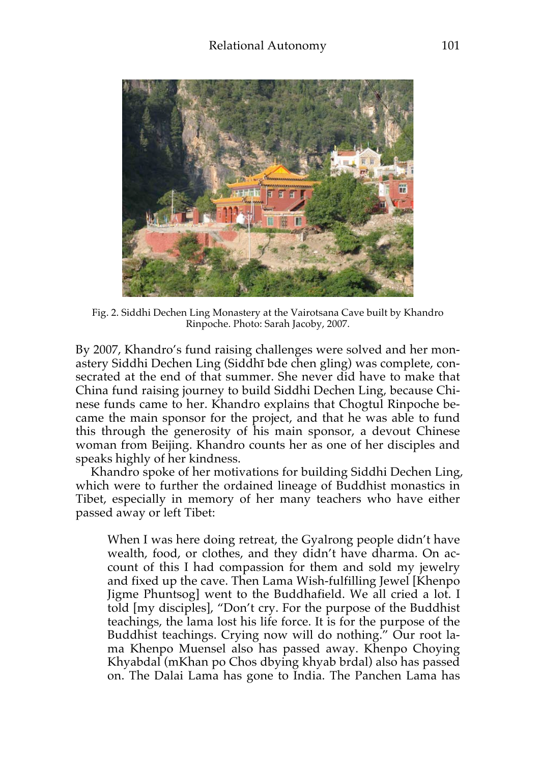Fig. 2. Siddhi Dechen Ling Monastery at the Vairotsana Cave built by Khandro Rinpoche. Photo: Sarah Jacoby, 2007.

By 2007, Khandro's fund raising challenges were solved and her monastery Siddhi Dechen Ling (Siddhī bde chen gling) was complete, consecrated at the end of that summer. She never did have to make that China fund raising journey to build Siddhi Dechen Ling, because Chinese funds came to her. Khandro explains that Chogtul Rinpoche became the main sponsor for the project, and that he was able to fund this through the generosity of his main sponsor, a devout Chinese woman from Beijing. Khandro counts her as one of her disciples and speaks highly of her kindness.

Khandro spoke of her motivations for building Siddhi Dechen Ling, which were to further the ordained lineage of Buddhist monastics in Tibet, especially in memory of her many teachers who have either passed away or left Tibet:

> When I was here doing retreat, the Gyalrong people didn't have wealth, food, or clothes, and they didn't have dharma. On account of this I had compassion for them and sold my jewelry and fixed up the cave. Then Lama Wish-fulfilling Jewel [Khenpo Jigme Phuntsog] went to the Buddhafield. We all cried a lot. I told [my disciples], "Don't cry. For the purpose of the Buddhist teachings, the lama lost his life force. It is for the purpose of the Buddhist teachings. Crying now will do nothing." Our root lama Khenpo Muensel also has passed away. Khenpo Choying Khyabdal (mKhan po Chos dbying khyab brdal) also has passed on. The Dalai Lama has gone to India. The Panchen Lama has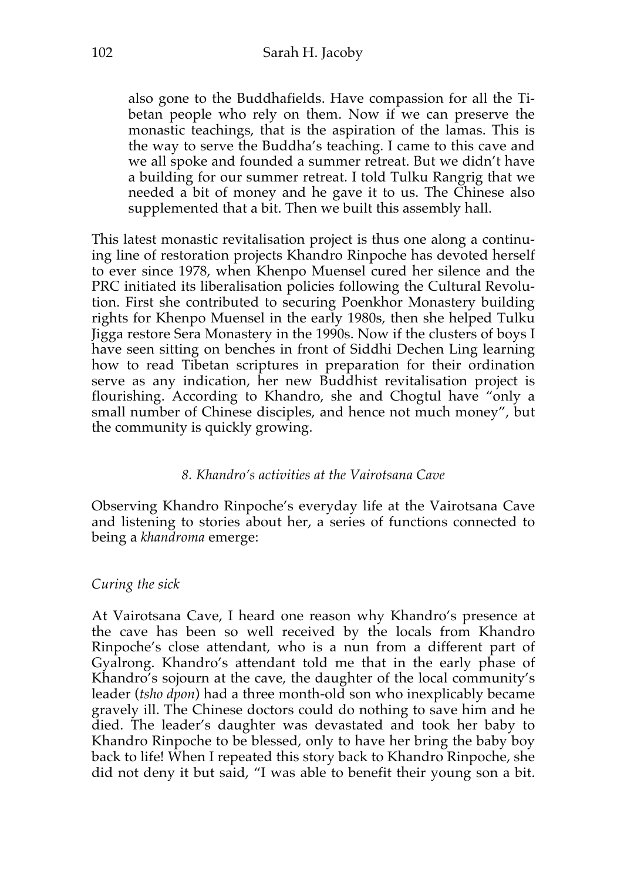> also gone to the Buddhafields. Have compassion for all the Tibetan people who rely on them. Now if we can preserve the monastic teachings, that is the aspiration of the lamas. This is the way to serve the Buddha's teaching. I came to this cave and we all spoke and founded a summer retreat. But we didn't have a building for our summer retreat. I told Tulku Rangrig that we needed a bit of money and he gave it to us. The Chinese also supplemented that a bit. Then we built this assembly hall.

This latest monastic revitalisation project is thus one along a continuing line of restoration projects Khandro Rinpoche has devoted herself to ever since 1978, when Khenpo Muensel cured her silence and the PRC initiated its liberalisation policies following the Cultural Revolution. First she contributed to securing Poenkhor Monastery building rights for Khenpo Muensel in the early 1980s, then she helped Tulku Jigga restore Sera Monastery in the 1990s. Now if the clusters of boys I have seen sitting on benches in front of Siddhi Dechen Ling learning how to read Tibetan scriptures in preparation for their ordination serve as any indication, her new Buddhist revitalisation project is flourishing. According to Khandro, she and Chogtul have "only a small number of Chinese disciples, and hence not much money", but the community is quickly growing.

### *8. Khandro's activities at the Vairotsana Cave*

Observing Khandro Rinpoche's everyday life at the Vairotsana Cave and listening to stories about her, a series of functions connected to being a *khandroma* emerge:

#### *Curing the sick*

At Vairotsana Cave, I heard one reason why Khandro's presence at the cave has been so well received by the locals from Khandro Rinpoche's close attendant, who is a nun from a different part of Gyalrong. Khandro's attendant told me that in the early phase of Khandro's sojourn at the cave, the daughter of the local community's leader (*tsho dpon*) had a three month-old son who inexplicably became gravely ill. The Chinese doctors could do nothing to save him and he died. The leader's daughter was devastated and took her baby to Khandro Rinpoche to be blessed, only to have her bring the baby boy back to life! When I repeated this story back to Khandro Rinpoche, she did not deny it but said, "I was able to benefit their young son a bit.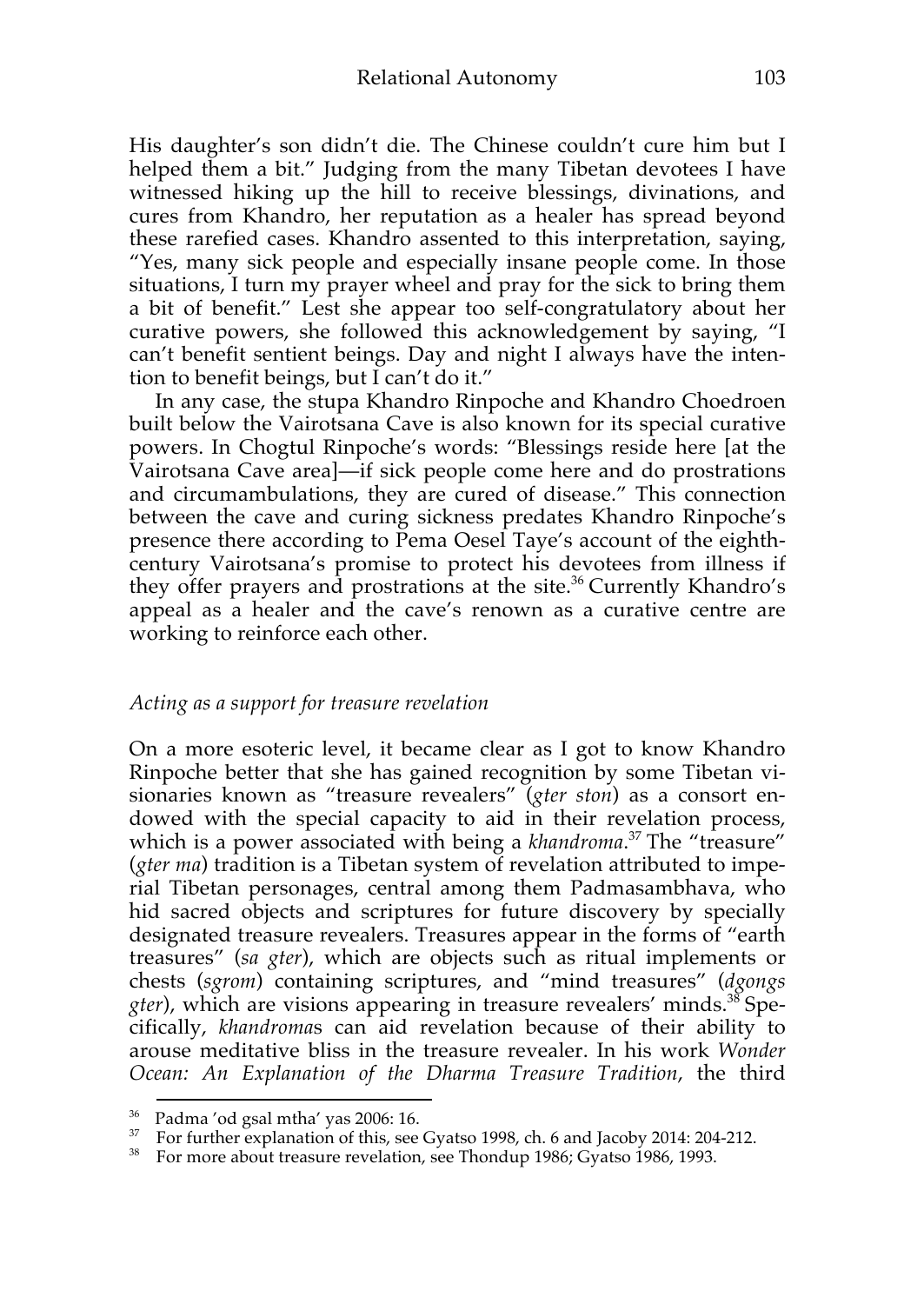His daughter's son didn't die. The Chinese couldn't cure him but I helped them a bit." Judging from the many Tibetan devotees I have witnessed hiking up the hill to receive blessings, divinations, and cures from Khandro, her reputation as a healer has spread beyond these rarefied cases. Khandro assented to this interpretation, saying, "Yes, many sick people and especially insane people come. In those situations, I turn my prayer wheel and pray for the sick to bring them a bit of benefit." Lest she appear too self-congratulatory about her curative powers, she followed this acknowledgement by saying, "I can't benefit sentient beings. Day and night I always have the intention to benefit beings, but I can't do it."

In any case, the stupa Khandro Rinpoche and Khandro Choedroen built below the Vairotsana Cave is also known for its special curative powers. In Chogtul Rinpoche's words: "Blessings reside here [at the Vairotsana Cave area]—if sick people come here and do prostrations and circumambulations, they are cured of disease." This connection between the cave and curing sickness predates Khandro Rinpoche's presence there according to Pema Oesel Taye's account of the eighth-century Vairotsana's promise to protect his devotees from illness if they offer prayers and prostrations at the site.[36] Currently Khandro's appeal as a healer and the cave's renown as a curative centre are working to reinforce each other.

### *Acting as a support for treasure revelation*

On a more esoteric level, it became clear as I got to know Khandro Rinpoche better that she has gained recognition by some Tibetan visionaries known as "treasure revealers" (*gter ston*) as a consort endowed with the special capacity to aid in their revelation process, which is a power associated with being a *khandroma*.[37] The "treasure" (*gter ma*) tradition is a Tibetan system of revelation attributed to imperial Tibetan personages, central among them Padmasambhava, who hid sacred objects and scriptures for future discovery by specially designated treasure revealers. Treasures appear in the forms of "earth treasures" (*sa gter*), which are objects such as ritual implements or chests (*sgrom*) containing scriptures, and "mind treasures" (*dgongs gter*), which are visions appearing in treasure revealers' minds.[38] Specifically, *khandroma*s can aid revelation because of their ability to arouse meditative bliss in the treasure revealer. In his work *Wonder Ocean: An Explanation of the Dharma Treasure Tradition*, the third

---

[36] Padma 'od gsal mtha' yas 2006: 16.

[37] For further explanation of this, see Gyatso 1998, ch. 6 and Jacoby 2014: 204-212.

[38] For more about treasure revelation, see Thondup 1986; Gyatso 1986, 1993.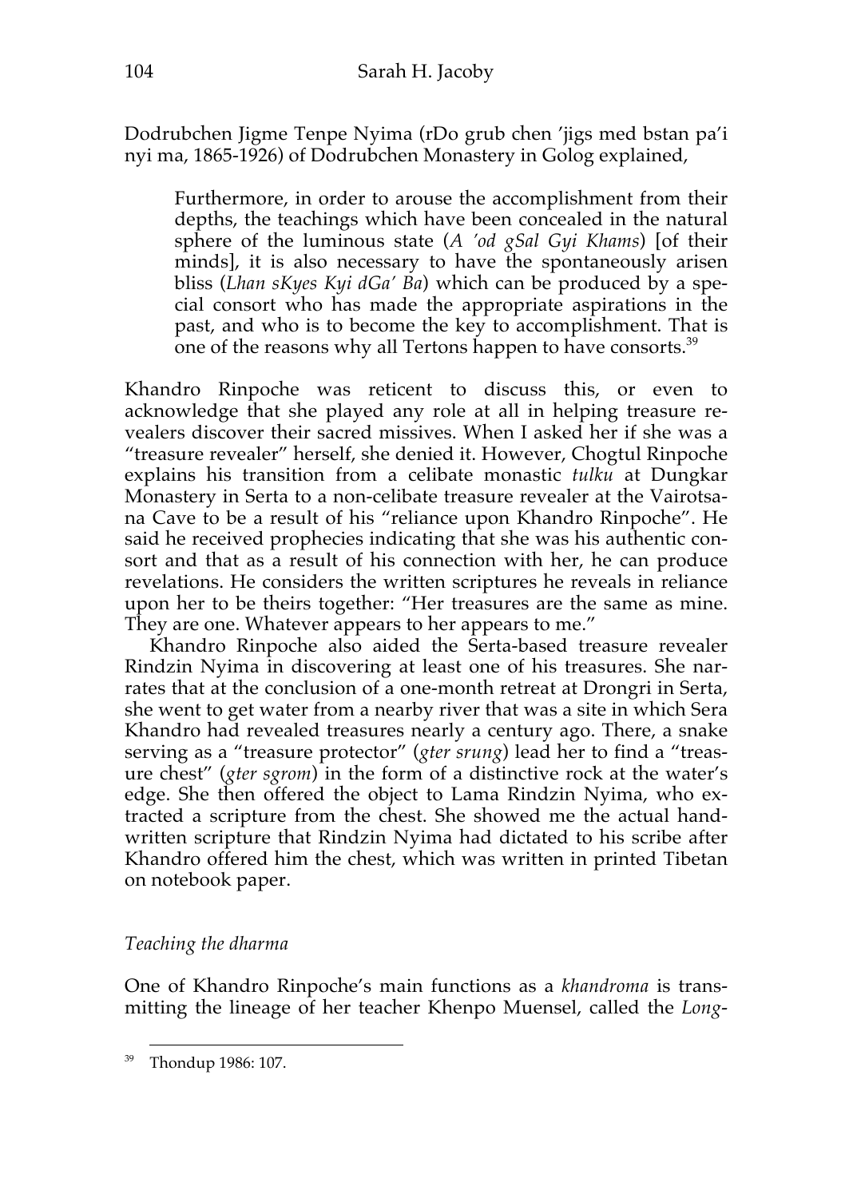Dodrubchen Jigme Tenpe Nyima (rDo grub chen 'jigs med bstan pa'i nyi ma, 1865-1926) of Dodrubchen Monastery in Golog explained,

> Furthermore, in order to arouse the accomplishment from their depths, the teachings which have been concealed in the natural sphere of the luminous state (*A 'od gSal Gyi Khams*) [of their minds], it is also necessary to have the spontaneously arisen bliss (*Lhan sKyes Kyi dGa' Ba*) which can be produced by a special consort who has made the appropriate aspirations in the past, and who is to become the key to accomplishment. That is one of the reasons why all Tertons happen to have consorts.[39]

Khandro Rinpoche was reticent to discuss this, or even to acknowledge that she played any role at all in helping treasure revealers discover their sacred missives. When I asked her if she was a "treasure revealer" herself, she denied it. However, Chogtul Rinpoche explains his transition from a celibate monastic *tulku* at Dungkar Monastery in Serta to a non-celibate treasure revealer at the Vairotsana Cave to be a result of his "reliance upon Khandro Rinpoche". He said he received prophecies indicating that she was his authentic consort and that as a result of his connection with her, he can produce revelations. He considers the written scriptures he reveals in reliance upon her to be theirs together: "Her treasures are the same as mine. They are one. Whatever appears to her appears to me."

Khandro Rinpoche also aided the Serta-based treasure revealer Rindzin Nyima in discovering at least one of his treasures. She narrates that at the conclusion of a one-month retreat at Drongri in Serta, she went to get water from a nearby river that was a site in which Sera Khandro had revealed treasures nearly a century ago. There, a snake serving as a "treasure protector" (*gter srung*) lead her to find a "treasure chest" (*gter sgrom*) in the form of a distinctive rock at the water's edge. She then offered the object to Lama Rindzin Nyima, who extracted a scripture from the chest. She showed me the actual handwritten scripture that Rindzin Nyima had dictated to his scribe after Khandro offered him the chest, which was written in printed Tibetan on notebook paper.

*Teaching the dharma*

One of Khandro Rinpoche's main functions as a *khandroma* is transmitting the lineage of her teacher Khenpo Muensel, called the *Long-*

---

[39] Thondup 1986: 107.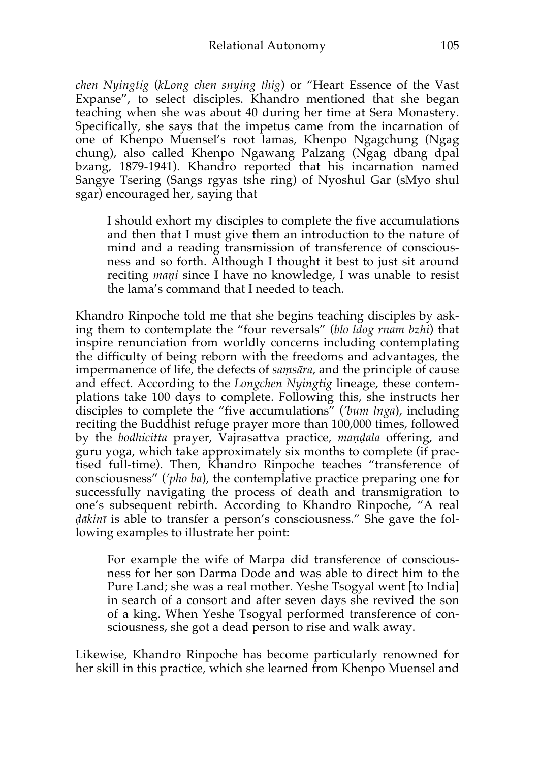*chen Nyingtig* (*kLong chen snying thig*) or "Heart Essence of the Vast Expanse", to select disciples. Khandro mentioned that she began teaching when she was about 40 during her time at Sera Monastery. Specifically, she says that the impetus came from the incarnation of one of Khenpo Muensel's root lamas, Khenpo Ngagchung (Ngag chung), also called Khenpo Ngawang Palzang (Ngag dbang dpal bzang, 1879-1941). Khandro reported that his incarnation named Sangye Tsering (Sangs rgyas tshe ring) of Nyoshul Gar (sMyo shul sgar) encouraged her, saying that

> I should exhort my disciples to complete the five accumulations and then that I must give them an introduction to the nature of mind and a reading transmission of transference of consciousness and so forth. Although I thought it best to just sit around reciting *maṇi* since I have no knowledge, I was unable to resist the lama's command that I needed to teach.

Khandro Rinpoche told me that she begins teaching disciples by asking them to contemplate the "four reversals" (*blo ldog rnam bzhi*) that inspire renunciation from worldly concerns including contemplating the difficulty of being reborn with the freedoms and advantages, the impermanence of life, the defects of *saṃsāra*, and the principle of cause and effect. According to the *Longchen Nyingtig* lineage, these contemplations take 100 days to complete. Following this, she instructs her disciples to complete the "five accumulations" (*'bum lnga*), including reciting the Buddhist refuge prayer more than 100,000 times, followed by the *bodhicitta* prayer, Vajrasattva practice, *maṇḍala* offering, and guru yoga, which take approximately six months to complete (if practised full-time). Then, Khandro Rinpoche teaches "transference of consciousness" (*'pho ba*), the contemplative practice preparing one for successfully navigating the process of death and transmigration to one's subsequent rebirth. According to Khandro Rinpoche, "A real *ḍākinī* is able to transfer a person's consciousness." She gave the following examples to illustrate her point:

> For example the wife of Marpa did transference of consciousness for her son Darma Dode and was able to direct him to the Pure Land; she was a real mother. Yeshe Tsogyal went [to India] in search of a consort and after seven days she revived the son of a king. When Yeshe Tsogyal performed transference of consciousness, she got a dead person to rise and walk away.

Likewise, Khandro Rinpoche has become particularly renowned for her skill in this practice, which she learned from Khenpo Muensel and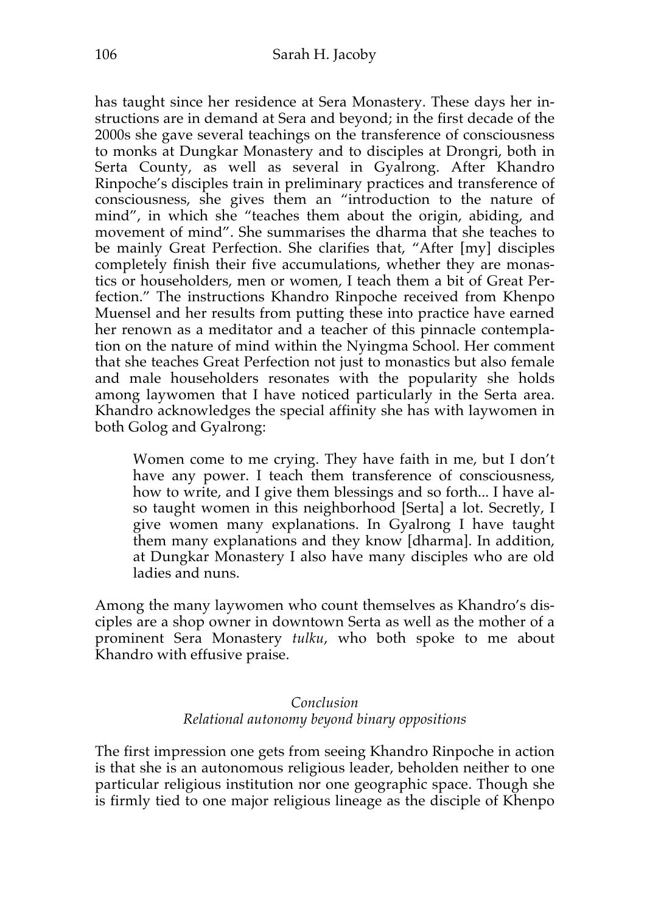has taught since her residence at Sera Monastery. These days her instructions are in demand at Sera and beyond; in the first decade of the 2000s she gave several teachings on the transference of consciousness to monks at Dungkar Monastery and to disciples at Drongri, both in Serta County, as well as several in Gyalrong. After Khandro Rinpoche's disciples train in preliminary practices and transference of consciousness, she gives them an "introduction to the nature of mind", in which she "teaches them about the origin, abiding, and movement of mind". She summarises the dharma that she teaches to be mainly Great Perfection. She clarifies that, "After [my] disciples completely finish their five accumulations, whether they are monastics or householders, men or women, I teach them a bit of Great Perfection." The instructions Khandro Rinpoche received from Khenpo Muensel and her results from putting these into practice have earned her renown as a meditator and a teacher of this pinnacle contemplation on the nature of mind within the Nyingma School. Her comment that she teaches Great Perfection not just to monastics but also female and male householders resonates with the popularity she holds among laywomen that I have noticed particularly in the Serta area. Khandro acknowledges the special affinity she has with laywomen in both Golog and Gyalrong:

> Women come to me crying. They have faith in me, but I don't have any power. I teach them transference of consciousness, how to write, and I give them blessings and so forth... I have also taught women in this neighborhood [Serta] a lot. Secretly, I give women many explanations. In Gyalrong I have taught them many explanations and they know [dharma]. In addition, at Dungkar Monastery I also have many disciples who are old ladies and nuns.

Among the many laywomen who count themselves as Khandro's disciples are a shop owner in downtown Serta as well as the mother of a prominent Sera Monastery *tulku*, who both spoke to me about Khandro with effusive praise.

## *Conclusion*
### *Relational autonomy beyond binary oppositions*

The first impression one gets from seeing Khandro Rinpoche in action is that she is an autonomous religious leader, beholden neither to one particular religious institution nor one geographic space. Though she is firmly tied to one major religious lineage as the disciple of Khenpo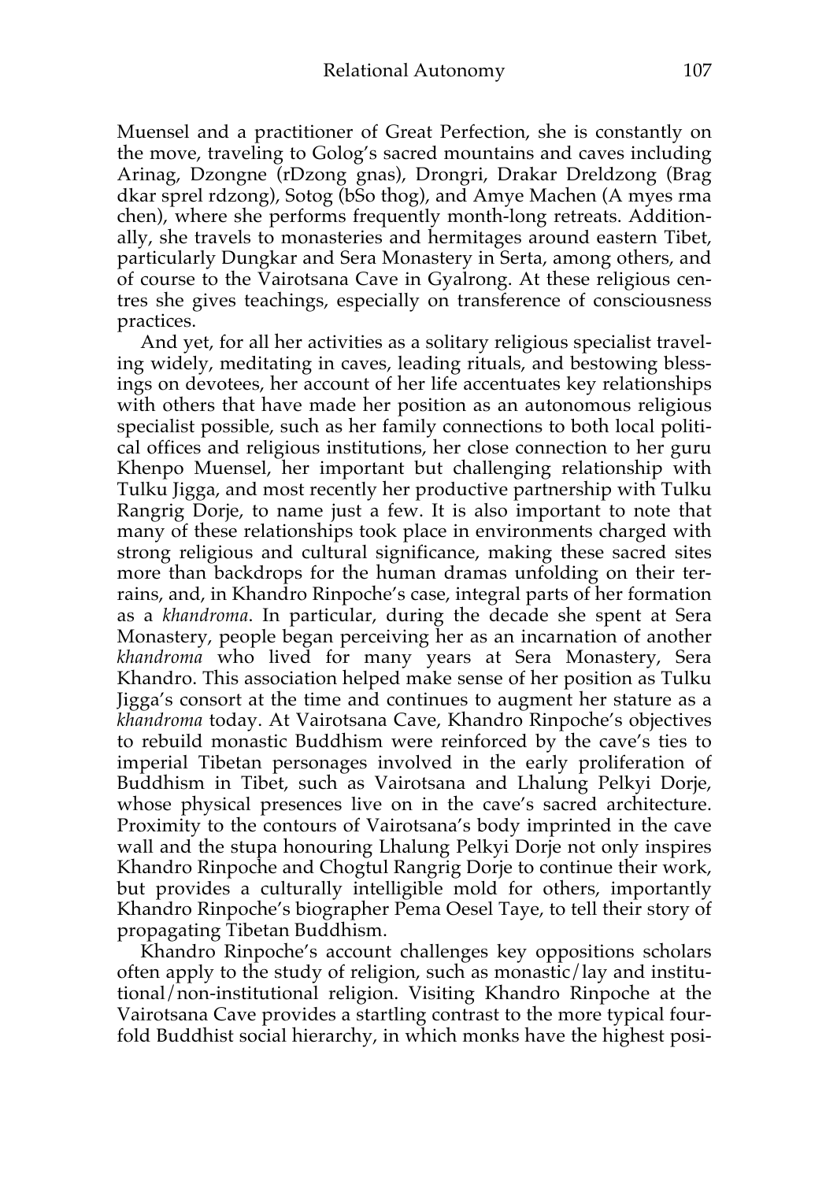Muensel and a practitioner of Great Perfection, she is constantly on the move, traveling to Golog's sacred mountains and caves including Arinag, Dzongne (rDzong gnas), Drongri, Drakar Dreldzong (Brag dkar sprel rdzong), Sotog (bSo thog), and Amye Machen (A myes rma chen), where she performs frequently month-long retreats. Additionally, she travels to monasteries and hermitages around eastern Tibet, particularly Dungkar and Sera Monastery in Serta, among others, and of course to the Vairotsana Cave in Gyalrong. At these religious centres she gives teachings, especially on transference of consciousness practices.

And yet, for all her activities as a solitary religious specialist traveling widely, meditating in caves, leading rituals, and bestowing blessings on devotees, her account of her life accentuates key relationships with others that have made her position as an autonomous religious specialist possible, such as her family connections to both local political offices and religious institutions, her close connection to her guru Khenpo Muensel, her important but challenging relationship with Tulku Jigga, and most recently her productive partnership with Tulku Rangrig Dorje, to name just a few. It is also important to note that many of these relationships took place in environments charged with strong religious and cultural significance, making these sacred sites more than backdrops for the human dramas unfolding on their terrains, and, in Khandro Rinpoche's case, integral parts of her formation as a *khandroma*. In particular, during the decade she spent at Sera Monastery, people began perceiving her as an incarnation of another *khandroma* who lived for many years at Sera Monastery, Sera Khandro. This association helped make sense of her position as Tulku Jigga's consort at the time and continues to augment her stature as a *khandroma* today. At Vairotsana Cave, Khandro Rinpoche's objectives to rebuild monastic Buddhism were reinforced by the cave's ties to imperial Tibetan personages involved in the early proliferation of Buddhism in Tibet, such as Vairotsana and Lhalung Pelkyi Dorje, whose physical presences live on in the cave's sacred architecture. Proximity to the contours of Vairotsana's body imprinted in the cave wall and the stupa honouring Lhalung Pelkyi Dorje not only inspires Khandro Rinpoche and Chogtul Rangrig Dorje to continue their work, but provides a culturally intelligible mold for others, importantly Khandro Rinpoche's biographer Pema Oesel Taye, to tell their story of propagating Tibetan Buddhism.

Khandro Rinpoche's account challenges key oppositions scholars often apply to the study of religion, such as monastic/lay and institutional/non-institutional religion. Visiting Khandro Rinpoche at the Vairotsana Cave provides a startling contrast to the more typical fourfold Buddhist social hierarchy, in which monks have the highest posi-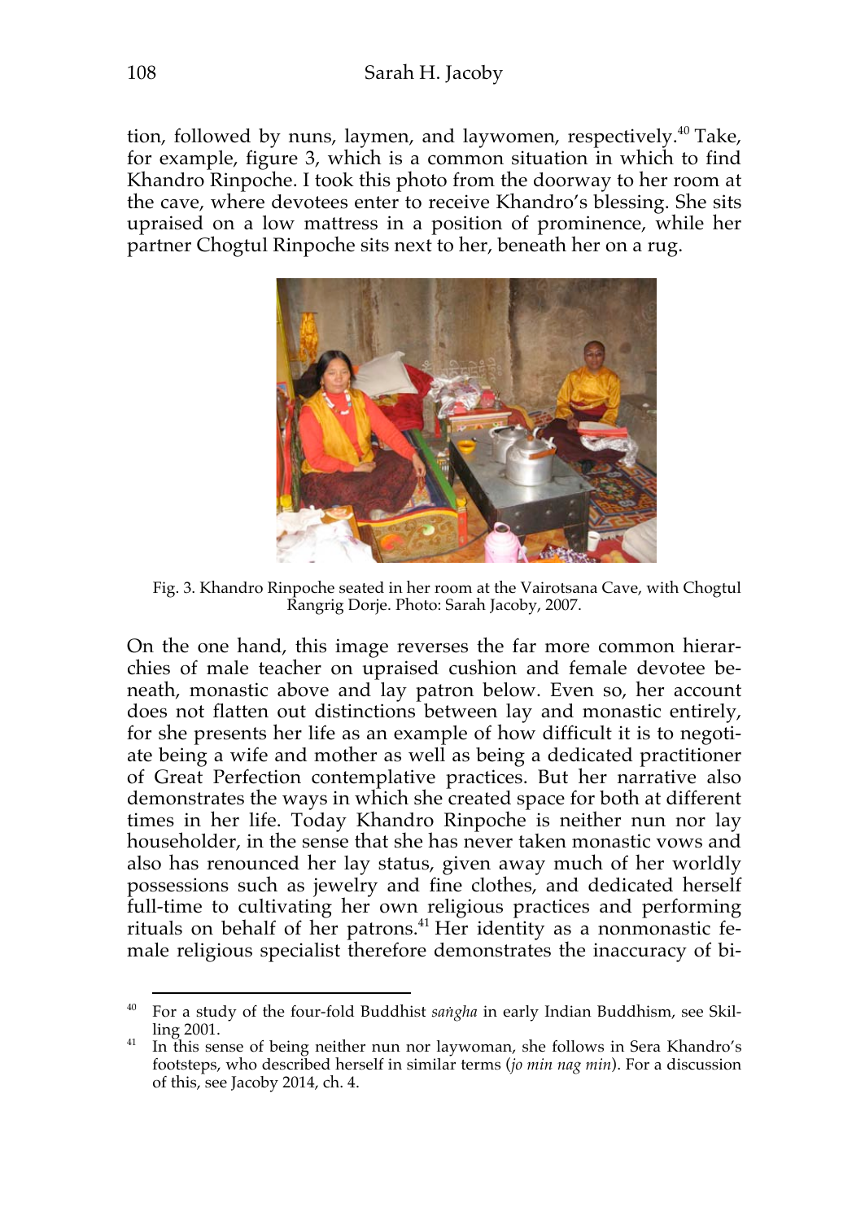tion, followed by nuns, laymen, and laywomen, respectively.[40] Take, for example, figure 3, which is a common situation in which to find Khandro Rinpoche. I took this photo from the doorway to her room at the cave, where devotees enter to receive Khandro's blessing. She sits upraised on a low mattress in a position of prominence, while her partner Chogtul Rinpoche sits next to her, beneath her on a rug.

Fig. 3. Khandro Rinpoche seated in her room at the Vairotsana Cave, with Chogtul Rangrig Dorje. Photo: Sarah Jacoby, 2007.

On the one hand, this image reverses the far more common hierarchies of male teacher on upraised cushion and female devotee beneath, monastic above and lay patron below. Even so, her account does not flatten out distinctions between lay and monastic entirely, for she presents her life as an example of how difficult it is to negotiate being a wife and mother as well as being a dedicated practitioner of Great Perfection contemplative practices. But her narrative also demonstrates the ways in which she created space for both at different times in her life. Today Khandro Rinpoche is neither nun nor lay householder, in the sense that she has never taken monastic vows and also has renounced her lay status, given away much of her worldly possessions such as jewelry and fine clothes, and dedicated herself full-time to cultivating her own religious practices and performing rituals on behalf of her patrons.[41] Her identity as a nonmonastic female religious specialist therefore demonstrates the inaccuracy of bi-

---

[40] For a study of the four-fold Buddhist *saṅgha* in early Indian Buddhism, see Skilling 2001.

[41] In this sense of being neither nun nor laywoman, she follows in Sera Khandro's footsteps, who described herself in similar terms (*jo min nag min*). For a discussion of this, see Jacoby 2014, ch. 4.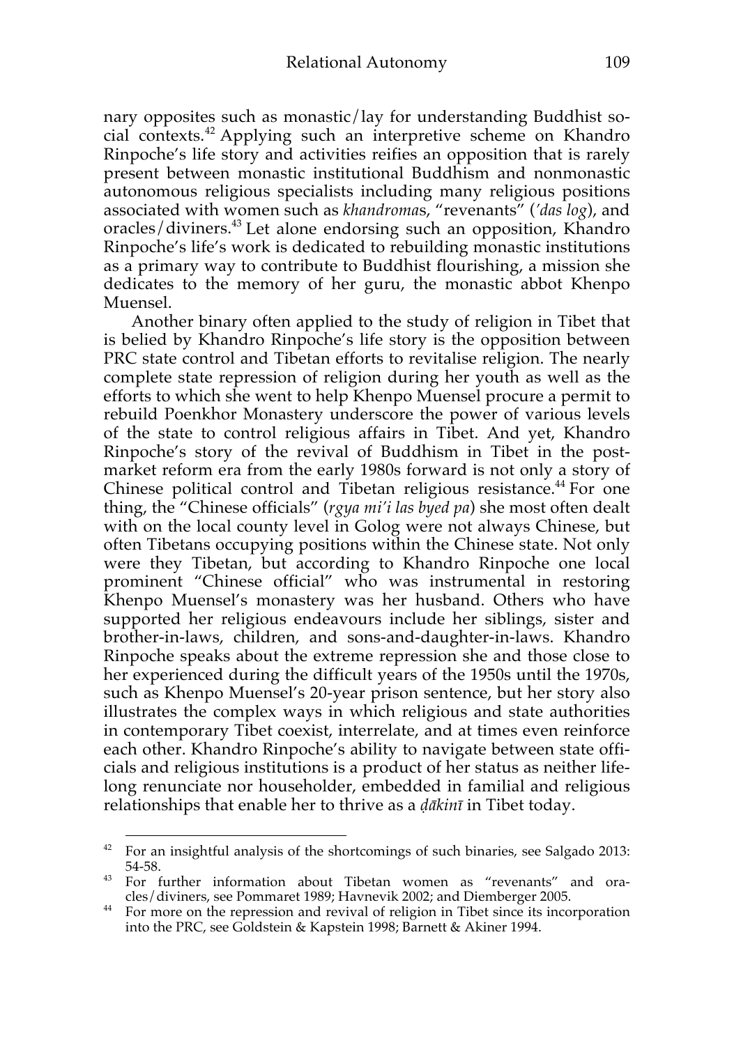nary opposites such as monastic/lay for understanding Buddhist social contexts.[42] Applying such an interpretive scheme on Khandro Rinpoche's life story and activities reifies an opposition that is rarely present between monastic institutional Buddhism and nonmonastic autonomous religious specialists including many religious positions associated with women such as *khandroma*s, "revenants" (*'das log*), and oracles/diviners.[43] Let alone endorsing such an opposition, Khandro Rinpoche's life's work is dedicated to rebuilding monastic institutions as a primary way to contribute to Buddhist flourishing, a mission she dedicates to the memory of her guru, the monastic abbot Khenpo Muensel.

Another binary often applied to the study of religion in Tibet that is belied by Khandro Rinpoche's life story is the opposition between PRC state control and Tibetan efforts to revitalise religion. The nearly complete state repression of religion during her youth as well as the efforts to which she went to help Khenpo Muensel procure a permit to rebuild Poenkhor Monastery underscore the power of various levels of the state to control religious affairs in Tibet. And yet, Khandro Rinpoche's story of the revival of Buddhism in Tibet in the post-market reform era from the early 1980s forward is not only a story of Chinese political control and Tibetan religious resistance.[44] For one thing, the "Chinese officials" (*rgya mi'i las byed pa*) she most often dealt with on the local county level in Golog were not always Chinese, but often Tibetans occupying positions within the Chinese state. Not only were they Tibetan, but according to Khandro Rinpoche one local prominent "Chinese official" who was instrumental in restoring Khenpo Muensel's monastery was her husband. Others who have supported her religious endeavours include her siblings, sister and brother-in-laws, children, and sons-and-daughter-in-laws. Khandro Rinpoche speaks about the extreme repression she and those close to her experienced during the difficult years of the 1950s until the 1970s, such as Khenpo Muensel's 20-year prison sentence, but her story also illustrates the complex ways in which religious and state authorities in contemporary Tibet coexist, interrelate, and at times even reinforce each other. Khandro Rinpoche's ability to navigate between state officials and religious institutions is a product of her status as neither lifelong renunciate nor householder, embedded in familial and religious relationships that enable her to thrive as a *ḍākinī* in Tibet today.

---

[42] For an insightful analysis of the shortcomings of such binaries, see Salgado 2013: 54-58.

[43] For further information about Tibetan women as "revenants" and oracles/diviners, see Pommaret 1989; Havnevik 2002; and Diemberger 2005.

[44] For more on the repression and revival of religion in Tibet since its incorporation into the PRC, see Goldstein & Kapstein 1998; Barnett & Akiner 1994.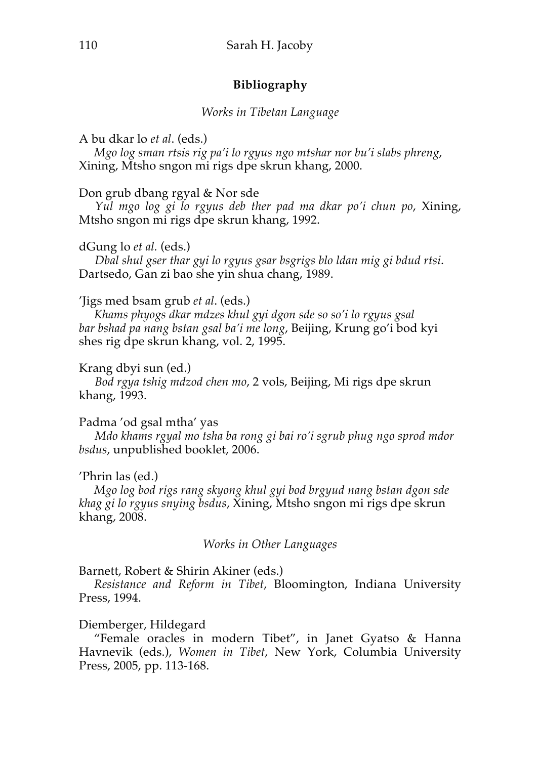## Bibliography

### *Works in Tibetan Language*

A bu dkar lo *et al*. (eds.)
*Mgo log sman rtsis rig pa'i lo rgyus ngo mtshar nor bu'i slabs phreng*, Xining, Mtsho sngon mi rigs dpe skrun khang, 2000.

Don grub dbang rgyal & Nor sde
*Yul mgo log gi lo rgyus deb ther pad ma dkar po'i chun po*, Xining, Mtsho sngon mi rigs dpe skrun khang, 1992.

dGung lo *et al.* (eds.)
*Dbal shul gser thar gyi lo rgyus gsar bsgrigs blo ldan mig gi bdud rtsi*. Dartsedo, Gan zi bao she yin shua chang, 1989.

'Jigs med bsam grub *et al*. (eds.)
*Khams phyogs dkar mdzes khul gyi dgon sde so so'i lo rgyus gsal bar bshad pa nang bstan gsal ba'i me long*, Beijing, Krung go'i bod kyi shes rig dpe skrun khang, vol. 2, 1995.

Krang dbyi sun (ed.)
*Bod rgya tshig mdzod chen mo*, 2 vols, Beijing, Mi rigs dpe skrun khang, 1993.

Padma 'od gsal mtha' yas
*Mdo khams rgyal mo tsha ba rong gi bai ro'i sgrub phug ngo sprod mdor bsdus*, unpublished booklet, 2006.

'Phrin las (ed.)
*Mgo log bod rigs rang skyong khul gyi bod brgyud nang bstan dgon sde khag gi lo rgyus snying bsdus*, Xining, Mtsho sngon mi rigs dpe skrun khang, 2008.

### *Works in Other Languages*

Barnett, Robert & Shirin Akiner (eds.)
*Resistance and Reform in Tibet*, Bloomington, Indiana University Press, 1994.

Diemberger, Hildegard
"Female oracles in modern Tibet", in Janet Gyatso & Hanna Havnevik (eds.), *Women in Tibet*, New York, Columbia University Press, 2005, pp. 113-168.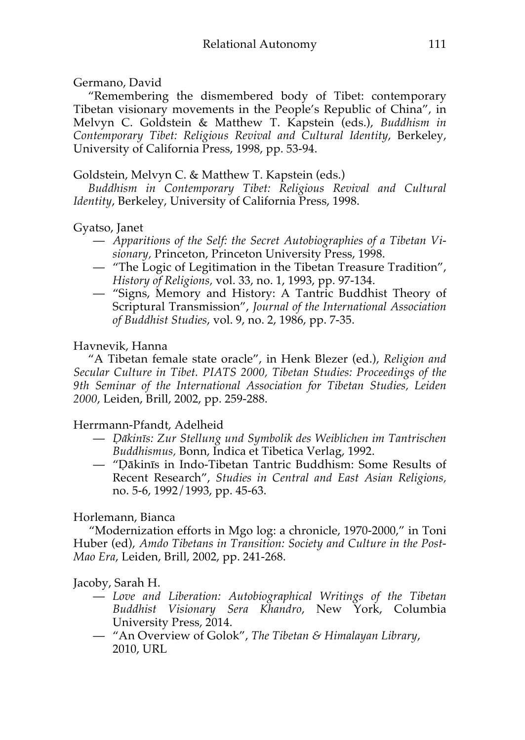Germano, David

"Remembering the dismembered body of Tibet: contemporary Tibetan visionary movements in the People's Republic of China", in Melvyn C. Goldstein & Matthew T. Kapstein (eds.), *Buddhism in Contemporary Tibet: Religious Revival and Cultural Identity*, Berkeley, University of California Press, 1998, pp. 53-94.

Goldstein, Melvyn C. & Matthew T. Kapstein (eds.)

*Buddhism in Contemporary Tibet: Religious Revival and Cultural Identity*, Berkeley, University of California Press, 1998.

Gyatso, Janet

— *Apparitions of the Self: the Secret Autobiographies of a Tibetan Visionary*, Princeton, Princeton University Press, 1998.

— "The Logic of Legitimation in the Tibetan Treasure Tradition", *History of Religions*, vol. 33, no. 1, 1993, pp. 97-134.

— "Signs, Memory and History: A Tantric Buddhist Theory of Scriptural Transmission", *Journal of the International Association of Buddhist Studies*, vol. 9, no. 2, 1986, pp. 7-35.

Havnevik, Hanna

"A Tibetan female state oracle", in Henk Blezer (ed.), *Religion and Secular Culture in Tibet. PIATS 2000, Tibetan Studies: Proceedings of the 9th Seminar of the International Association for Tibetan Studies, Leiden 2000*, Leiden, Brill, 2002, pp. 259-288.

Herrmann-Pfandt, Adelheid

— *Ḍākinīs: Zur Stellung und Symbolik des Weiblichen im Tantrischen Buddhismus,* Bonn, Indica et Tibetica Verlag, 1992.

— "Ḍākinīs in Indo-Tibetan Tantric Buddhism: Some Results of Recent Research", *Studies in Central and East Asian Religions,* no. 5-6, 1992/1993, pp. 45-63.

Horlemann, Bianca

"Modernization efforts in Mgo log: a chronicle, 1970-2000," in Toni Huber (ed), *Amdo Tibetans in Transition: Society and Culture in the Post-Mao Era*, Leiden, Brill, 2002, pp. 241-268.

Jacoby, Sarah H.

— *Love and Liberation: Autobiographical Writings of the Tibetan Buddhist Visionary Sera Khandro*, New York, Columbia University Press, 2014.

— "An Overview of Golok", *The Tibetan & Himalayan Library*, 2010, URL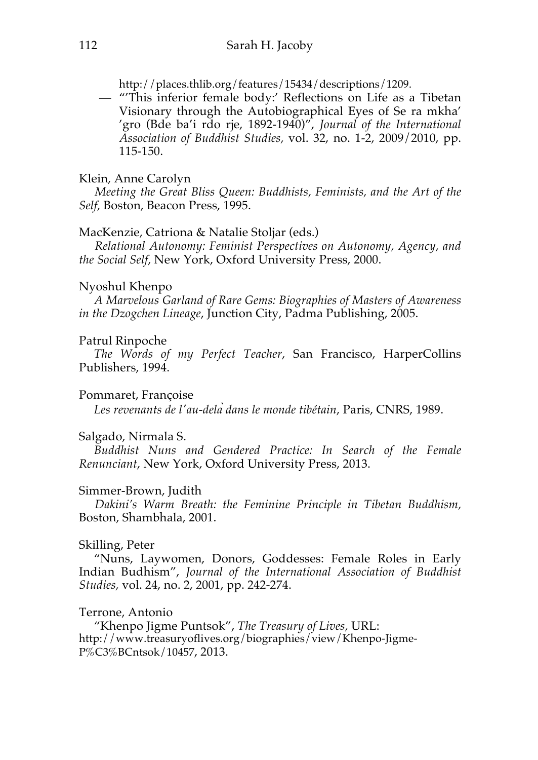http://places.thlib.org/features/15434/descriptions/1209.

— "'This inferior female body:' Reflections on Life as a Tibetan Visionary through the Autobiographical Eyes of Se ra mkha' 'gro (Bde ba'i rdo rje, 1892-1940)", *Journal of the International Association of Buddhist Studies*, vol. 32, no. 1-2, 2009/2010, pp. 115-150.

Klein, Anne Carolyn

*Meeting the Great Bliss Queen: Buddhists, Feminists, and the Art of the Self*, Boston, Beacon Press, 1995.

MacKenzie, Catriona & Natalie Stoljar (eds.)

*Relational Autonomy: Feminist Perspectives on Autonomy, Agency, and the Social Self*, New York, Oxford University Press, 2000.

Nyoshul Khenpo

*A Marvelous Garland of Rare Gems: Biographies of Masters of Awareness in the Dzogchen Lineage*, Junction City, Padma Publishing, 2005.

Patrul Rinpoche

*The Words of my Perfect Teacher*, San Francisco, HarperCollins Publishers, 1994.

Pommaret, Françoise

*Les revenants de l'au-delà dans le monde tibétain*, Paris, CNRS, 1989.

Salgado, Nirmala S.

*Buddhist Nuns and Gendered Practice: In Search of the Female Renunciant*, New York, Oxford University Press, 2013.

Simmer-Brown, Judith

*Dakini's Warm Breath: the Feminine Principle in Tibetan Buddhism*, Boston, Shambhala, 2001.

Skilling, Peter

"Nuns, Laywomen, Donors, Goddesses: Female Roles in Early Indian Budhism", *Journal of the International Association of Buddhist Studies*, vol. 24, no. 2, 2001, pp. 242-274.

Terrone, Antonio

"Khenpo Jigme Puntsok", *The Treasury of Lives*, URL: http://www.treasuryoflives.org/biographies/view/Khenpo-Jigme-P%C3%BCntsok/10457, 2013.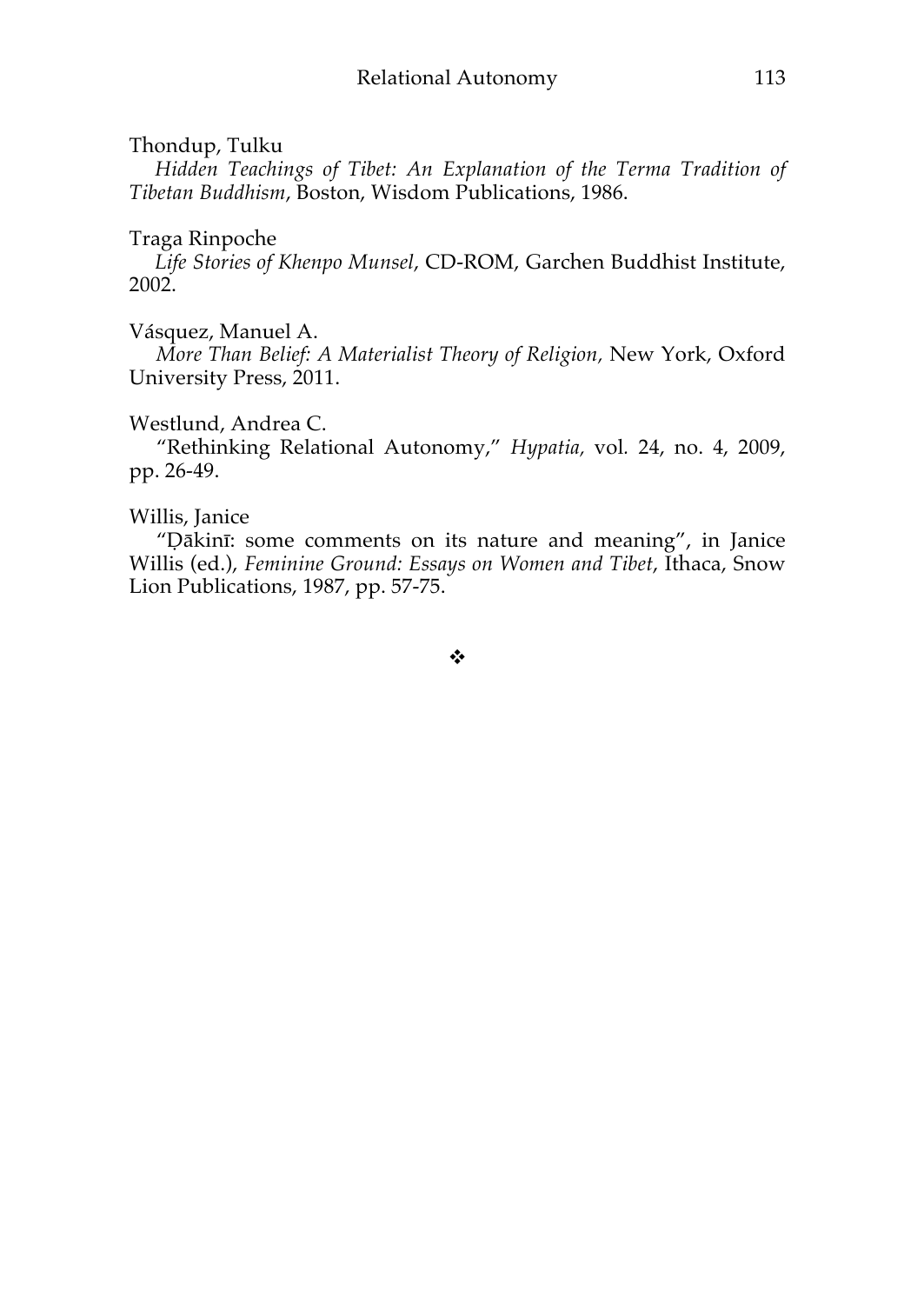Thondup, Tulku

*Hidden Teachings of Tibet: An Explanation of the Terma Tradition of Tibetan Buddhism*, Boston, Wisdom Publications, 1986.

Traga Rinpoche

*Life Stories of Khenpo Munsel*, CD-ROM, Garchen Buddhist Institute, 2002.

Vásquez, Manuel A.

*More Than Belief: A Materialist Theory of Religion,* New York, Oxford University Press, 2011.

Westlund, Andrea C.

"Rethinking Relational Autonomy," *Hypatia,* vol. 24, no. 4, 2009, pp. 26-49.

Willis, Janice

"Ḍākinī: some comments on its nature and meaning", in Janice Willis (ed.), *Feminine Ground: Essays on Women and Tibet*, Ithaca, Snow Lion Publications, 1987, pp. 57-75.

❖